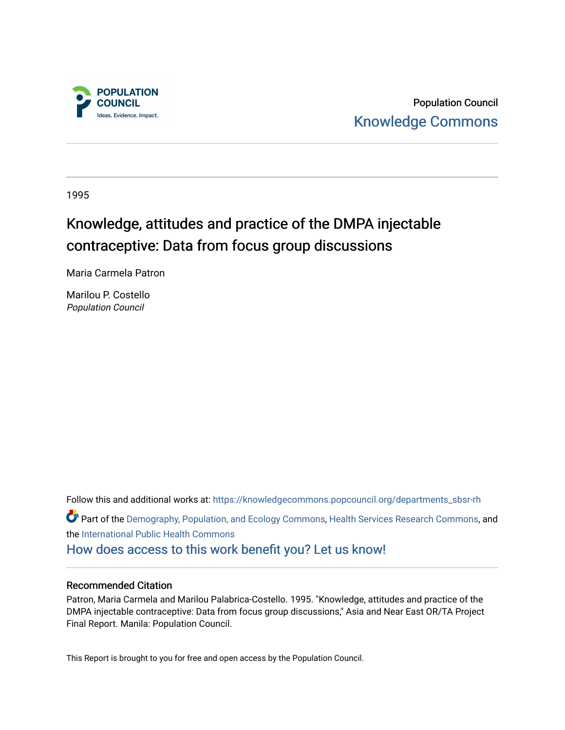Population Council

Knowledge Commons

1995

# Knowledge, attitudes and practice of the DMPA injectable contraceptive: Data from focus group discussions

Maria Carmela Patron

Marilou P. Costello
*Population Council*

Follow this and additional works at: https://knowledgecommons.popcouncil.org/departments_sbsr-rh

Part of the Demography, Population, and Ecology Commons, Health Services Research Commons, and the International Public Health Commons

How does access to this work benefit you? Let us know!

## Recommended Citation

Patron, Maria Carmela and Marilou Palabrica-Costello. 1995. "Knowledge, attitudes and practice of the DMPA injectable contraceptive: Data from focus group discussions," Asia and Near East OR/TA Project Final Report. Manila: Population Council.

This Report is brought to you for free and open access by the Population Council.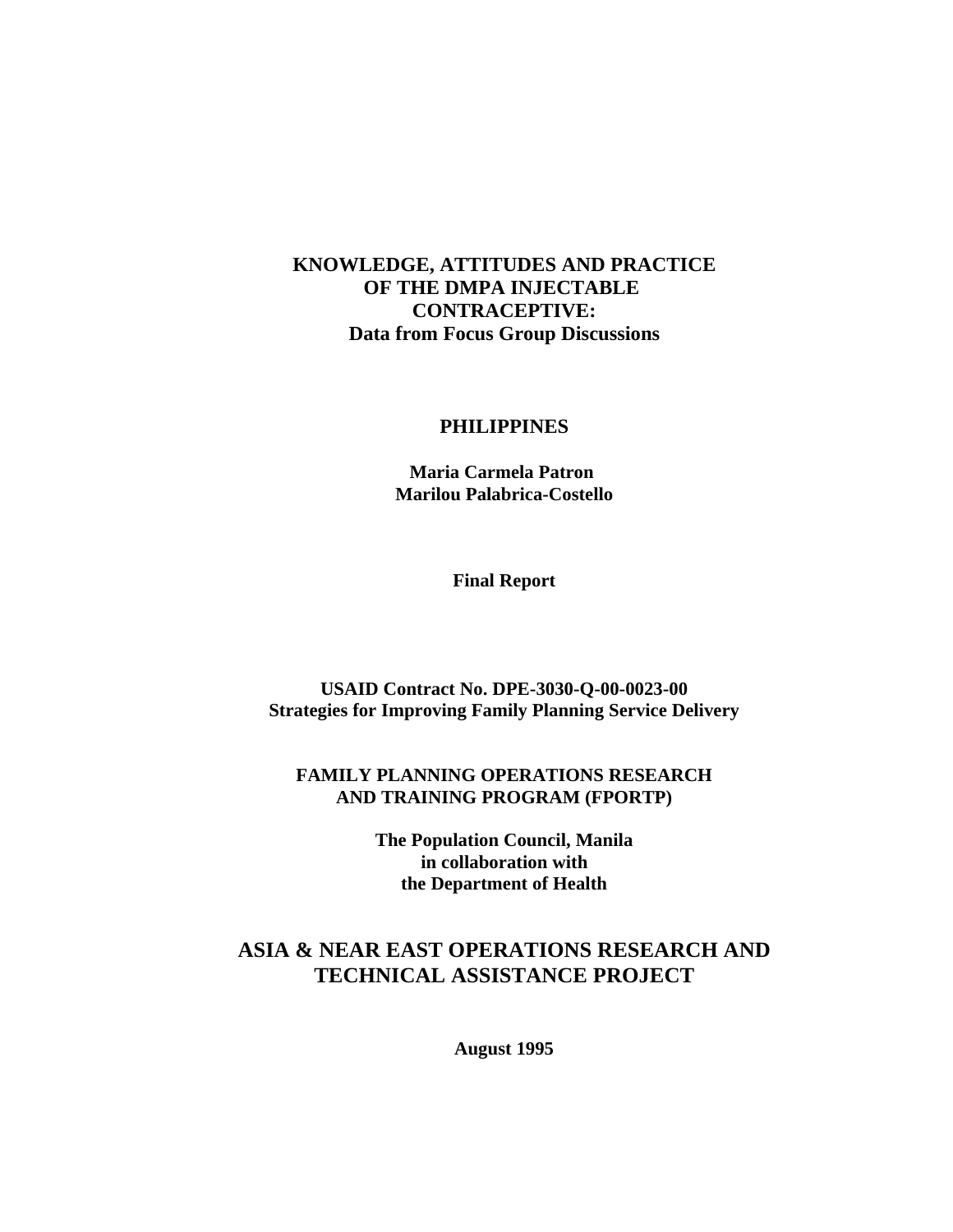# KNOWLEDGE, ATTITUDES AND PRACTICE OF THE DMPA INJECTABLE CONTRACEPTIVE: Data from Focus Group Discussions

**PHILIPPINES**

**Maria Carmela Patron**
**Marilou Palabrica-Costello**

**Final Report**

**USAID Contract No. DPE-3030-Q-00-0023-00**
**Strategies for Improving Family Planning Service Delivery**

**FAMILY PLANNING OPERATIONS RESEARCH AND TRAINING PROGRAM (FPORTP)**

**The Population Council, Manila**
**in collaboration with**
**the Department of Health**

## ASIA & NEAR EAST OPERATIONS RESEARCH AND TECHNICAL ASSISTANCE PROJECT

**August 1995**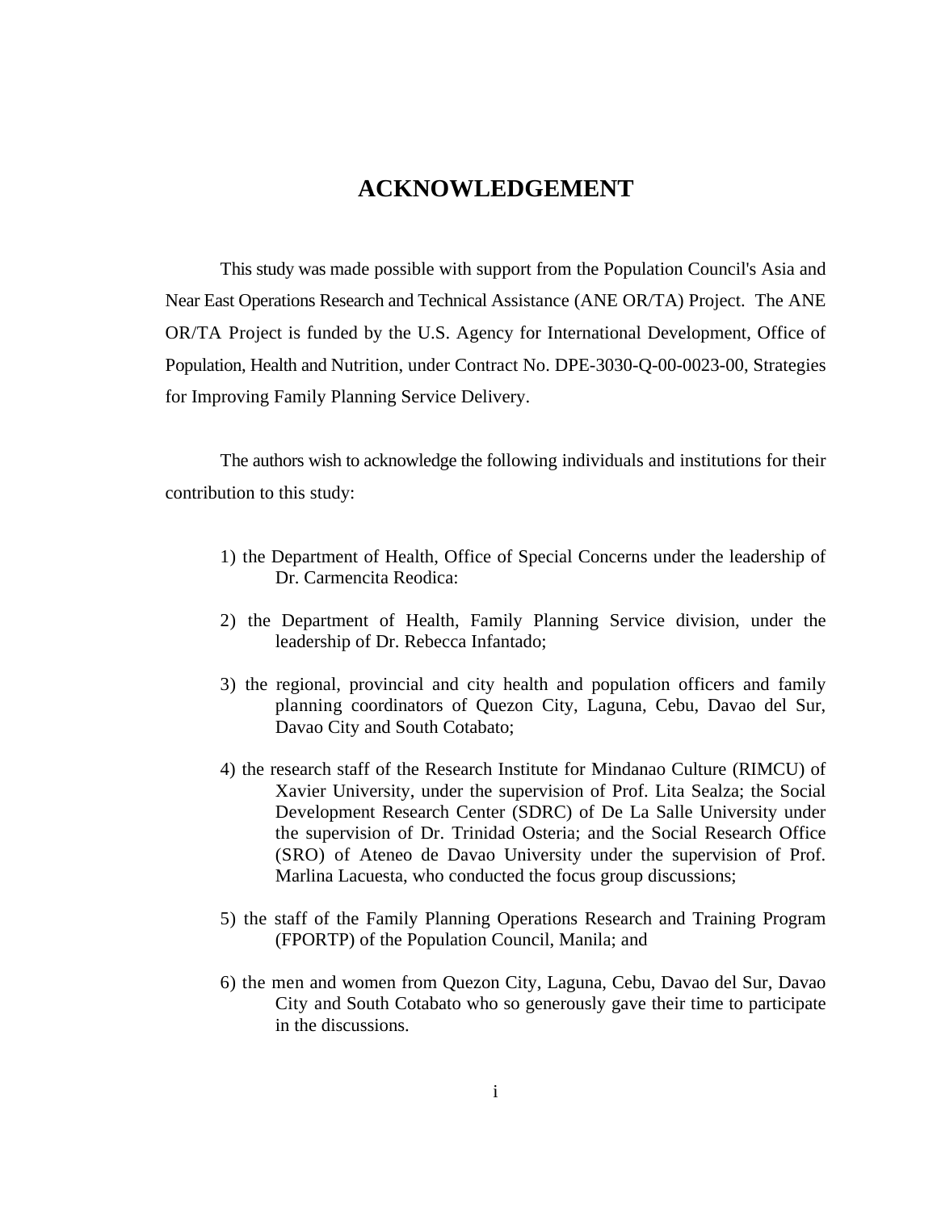# ACKNOWLEDGEMENT

This study was made possible with support from the Population Council's Asia and Near East Operations Research and Technical Assistance (ANE OR/TA) Project. The ANE OR/TA Project is funded by the U.S. Agency for International Development, Office of Population, Health and Nutrition, under Contract No. DPE-3030-Q-00-0023-00, Strategies for Improving Family Planning Service Delivery.

The authors wish to acknowledge the following individuals and institutions for their contribution to this study:

1) the Department of Health, Office of Special Concerns under the leadership of Dr. Carmencita Reodica:

2) the Department of Health, Family Planning Service division, under the leadership of Dr. Rebecca Infantado;

3) the regional, provincial and city health and population officers and family planning coordinators of Quezon City, Laguna, Cebu, Davao del Sur, Davao City and South Cotabato;

4) the research staff of the Research Institute for Mindanao Culture (RIMCU) of Xavier University, under the supervision of Prof. Lita Sealza; the Social Development Research Center (SDRC) of De La Salle University under the supervision of Dr. Trinidad Osteria; and the Social Research Office (SRO) of Ateneo de Davao University under the supervision of Prof. Marlina Lacuesta, who conducted the focus group discussions;

5) the staff of the Family Planning Operations Research and Training Program (FPORTP) of the Population Council, Manila; and

6) the men and women from Quezon City, Laguna, Cebu, Davao del Sur, Davao City and South Cotabato who so generously gave their time to participate in the discussions.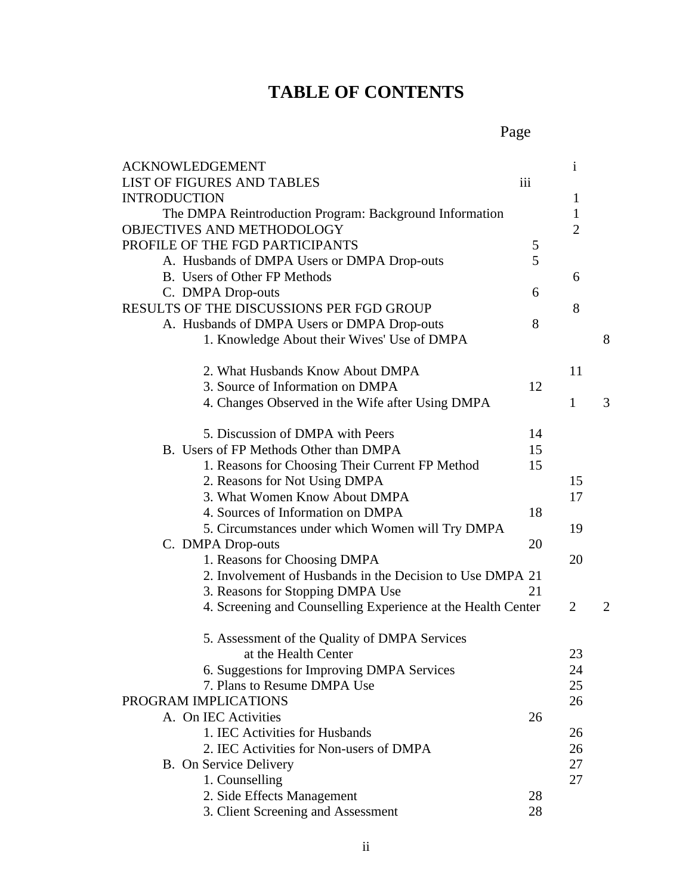# TABLE OF CONTENTS

| | Page |
|---|---|
| ACKNOWLEDGEMENT | i |
| LIST OF FIGURES AND TABLES | iii |
| INTRODUCTION | 1 |
|     The DMPA Reintroduction Program: Background Information | 1 |
| OBJECTIVES AND METHODOLOGY | 2 |
| PROFILE OF THE FGD PARTICIPANTS | 5 |
|     A. Husbands of DMPA Users or DMPA Drop-outs | 5 |
|     B. Users of Other FP Methods | 6 |
|     C. DMPA Drop-outs | 6 |
| RESULTS OF THE DISCUSSIONS PER FGD GROUP | 8 |
|     A. Husbands of DMPA Users or DMPA Drop-outs | 8 |
|         1. Knowledge About their Wives' Use of DMPA | 8 |
|         2. What Husbands Know About DMPA | 11 |
|         3. Source of Information on DMPA | 12 |
|         4. Changes Observed in the Wife after Using DMPA | 13 |
|         5. Discussion of DMPA with Peers | 14 |
|     B. Users of FP Methods Other than DMPA | 15 |
|         1. Reasons for Choosing Their Current FP Method | 15 |
|         2. Reasons for Not Using DMPA | 15 |
|         3. What Women Know About DMPA | 17 |
|         4. Sources of Information on DMPA | 18 |
|         5. Circumstances under which Women will Try DMPA | 19 |
|     C. DMPA Drop-outs | 20 |
|         1. Reasons for Choosing DMPA | 20 |
|         2. Involvement of Husbands in the Decision to Use DMPA | 21 |
|         3. Reasons for Stopping DMPA Use | 21 |
|         4. Screening and Counselling Experience at the Health Center | 22 |
|         5. Assessment of the Quality of DMPA Services at the Health Center | 23 |
|         6. Suggestions for Improving DMPA Services | 24 |
|         7. Plans to Resume DMPA Use | 25 |
| PROGRAM IMPLICATIONS | 26 |
|     A. On IEC Activities | 26 |
|         1. IEC Activities for Husbands | 26 |
|         2. IEC Activities for Non-users of DMPA | 26 |
|     B. On Service Delivery | 27 |
|         1. Counselling | 27 |
|         2. Side Effects Management | 28 |
|         3. Client Screening and Assessment | 28 |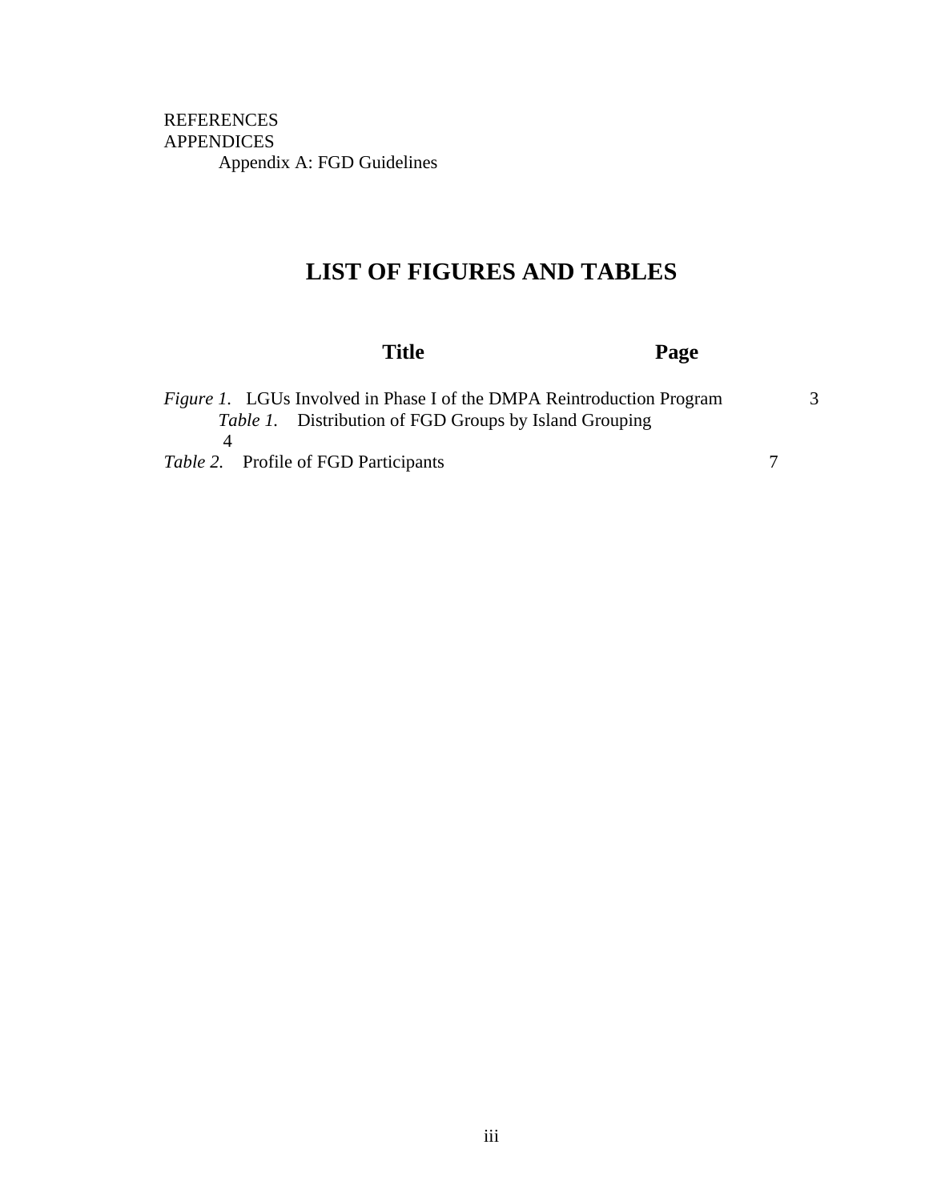REFERENCES

APPENDICES

Appendix A: FGD Guidelines

# LIST OF FIGURES AND TABLES

| Title | Page |
|---|---|
| *Figure 1.* LGUs Involved in Phase I of the DMPA Reintroduction Program | 3 |
| *Table 1.* Distribution of FGD Groups by Island Grouping | 4 |
| *Table 2.* Profile of FGD Participants | 7 |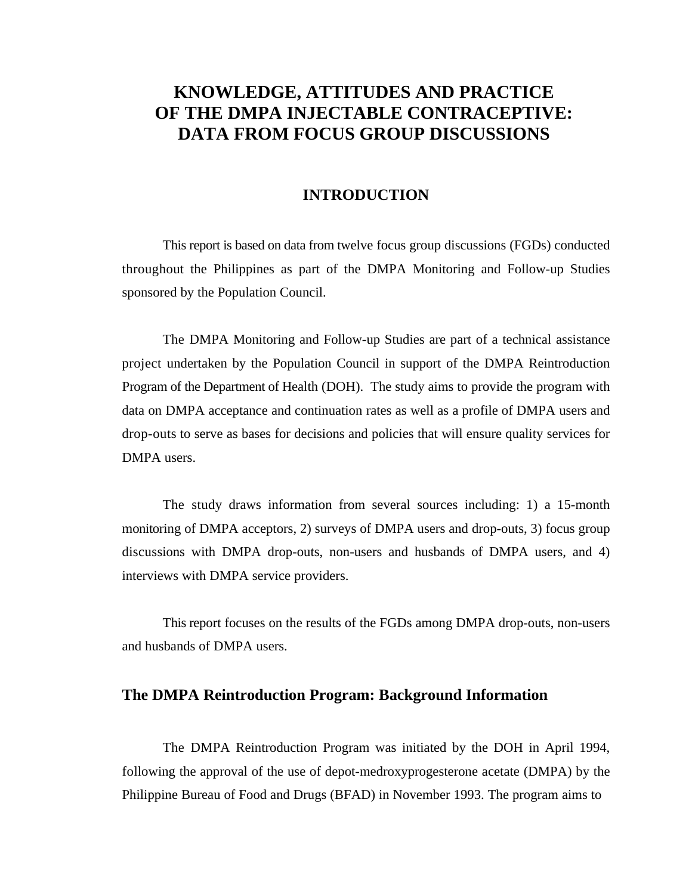# KNOWLEDGE, ATTITUDES AND PRACTICE OF THE DMPA INJECTABLE CONTRACEPTIVE: DATA FROM FOCUS GROUP DISCUSSIONS

## INTRODUCTION

This report is based on data from twelve focus group discussions (FGDs) conducted throughout the Philippines as part of the DMPA Monitoring and Follow-up Studies sponsored by the Population Council.

The DMPA Monitoring and Follow-up Studies are part of a technical assistance project undertaken by the Population Council in support of the DMPA Reintroduction Program of the Department of Health (DOH). The study aims to provide the program with data on DMPA acceptance and continuation rates as well as a profile of DMPA users and drop-outs to serve as bases for decisions and policies that will ensure quality services for DMPA users.

The study draws information from several sources including: 1) a 15-month monitoring of DMPA acceptors, 2) surveys of DMPA users and drop-outs, 3) focus group discussions with DMPA drop-outs, non-users and husbands of DMPA users, and 4) interviews with DMPA service providers.

This report focuses on the results of the FGDs among DMPA drop-outs, non-users and husbands of DMPA users.

### The DMPA Reintroduction Program: Background Information

The DMPA Reintroduction Program was initiated by the DOH in April 1994, following the approval of the use of depot-medroxyprogesterone acetate (DMPA) by the Philippine Bureau of Food and Drugs (BFAD) in November 1993. The program aims to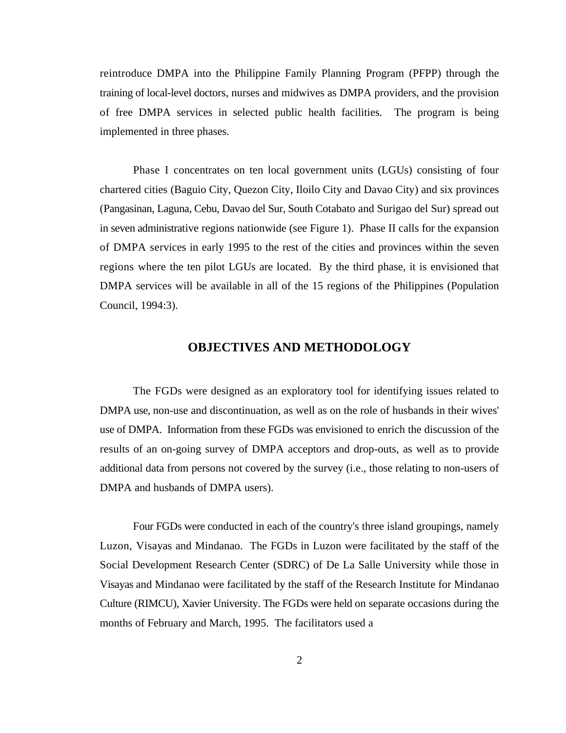reintroduce DMPA into the Philippine Family Planning Program (PFPP) through the training of local-level doctors, nurses and midwives as DMPA providers, and the provision of free DMPA services in selected public health facilities. The program is being implemented in three phases.

Phase I concentrates on ten local government units (LGUs) consisting of four chartered cities (Baguio City, Quezon City, Iloilo City and Davao City) and six provinces (Pangasinan, Laguna, Cebu, Davao del Sur, South Cotabato and Surigao del Sur) spread out in seven administrative regions nationwide (see Figure 1). Phase II calls for the expansion of DMPA services in early 1995 to the rest of the cities and provinces within the seven regions where the ten pilot LGUs are located. By the third phase, it is envisioned that DMPA services will be available in all of the 15 regions of the Philippines (Population Council, 1994:3).

## OBJECTIVES AND METHODOLOGY

The FGDs were designed as an exploratory tool for identifying issues related to DMPA use, non-use and discontinuation, as well as on the role of husbands in their wives' use of DMPA. Information from these FGDs was envisioned to enrich the discussion of the results of an on-going survey of DMPA acceptors and drop-outs, as well as to provide additional data from persons not covered by the survey (i.e., those relating to non-users of DMPA and husbands of DMPA users).

Four FGDs were conducted in each of the country's three island groupings, namely Luzon, Visayas and Mindanao. The FGDs in Luzon were facilitated by the staff of the Social Development Research Center (SDRC) of De La Salle University while those in Visayas and Mindanao were facilitated by the staff of the Research Institute for Mindanao Culture (RIMCU), Xavier University. The FGDs were held on separate occasions during the months of February and March, 1995. The facilitators used a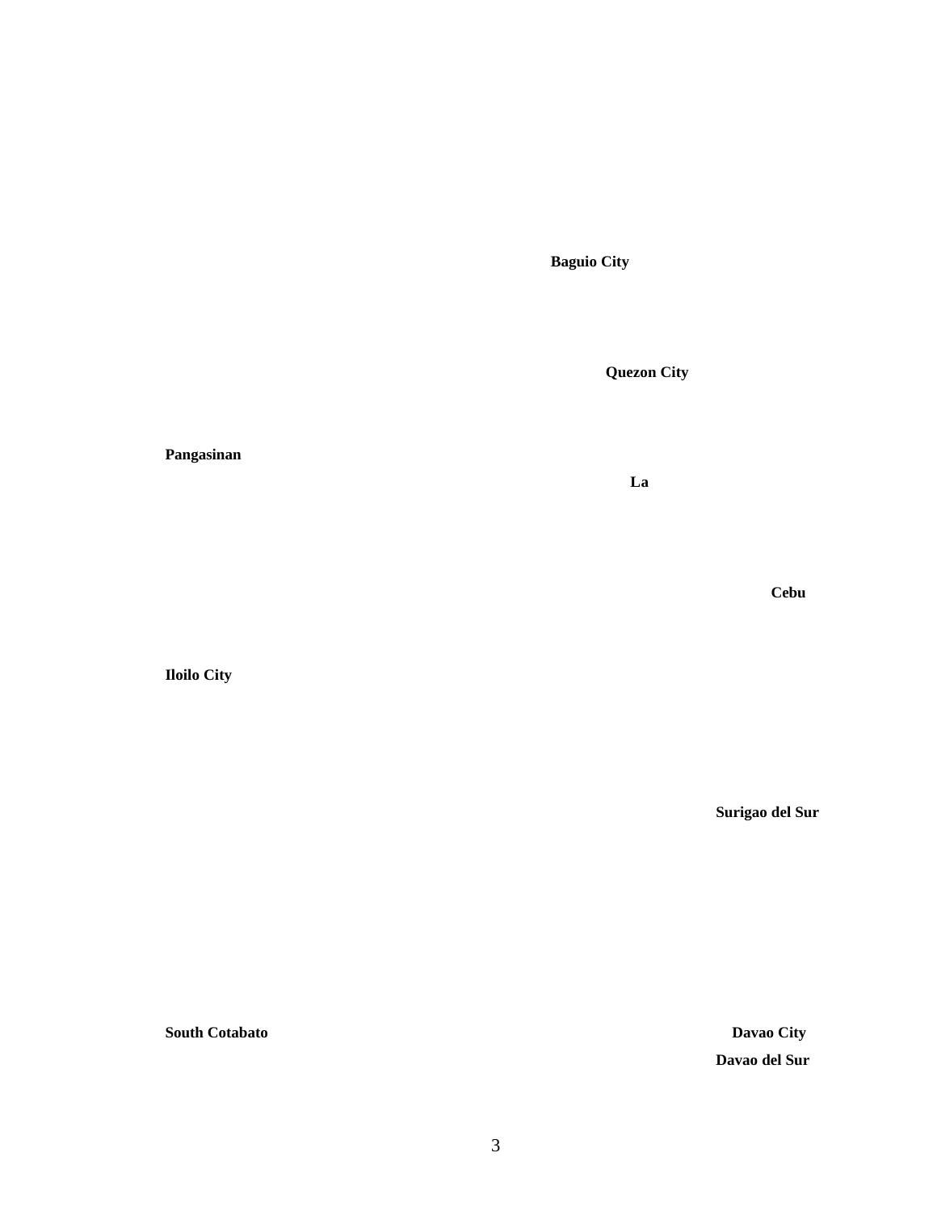**Baguio City**

**Quezon City**

**Pangasinan**

**La**

**Cebu**

**Iloilo City**

**Surigao del Sur**

**South Cotabato**

**Davao City**

**Davao del Sur**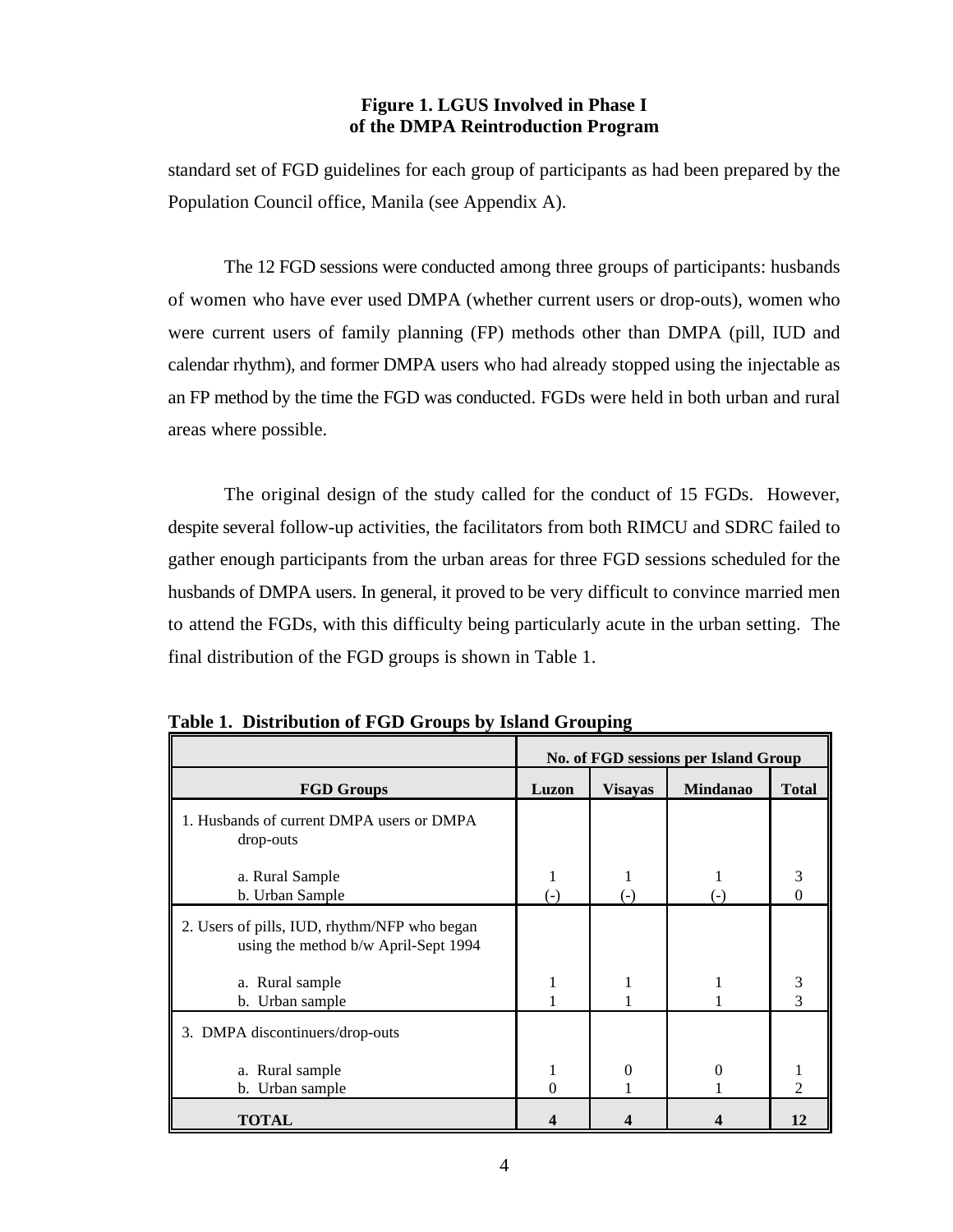**Figure 1. LGUS Involved in Phase I of the DMPA Reintroduction Program**

standard set of FGD guidelines for each group of participants as had been prepared by the Population Council office, Manila (see Appendix A).

The 12 FGD sessions were conducted among three groups of participants: husbands of women who have ever used DMPA (whether current users or drop-outs), women who were current users of family planning (FP) methods other than DMPA (pill, IUD and calendar rhythm), and former DMPA users who had already stopped using the injectable as an FP method by the time the FGD was conducted. FGDs were held in both urban and rural areas where possible.

The original design of the study called for the conduct of 15 FGDs. However, despite several follow-up activities, the facilitators from both RIMCU and SDRC failed to gather enough participants from the urban areas for three FGD sessions scheduled for the husbands of DMPA users. In general, it proved to be very difficult to convince married men to attend the FGDs, with this difficulty being particularly acute in the urban setting. The final distribution of the FGD groups is shown in Table 1.

**Table 1. Distribution of FGD Groups by Island Grouping**

| | No. of FGD sessions per Island Group | | | |
|---|---|---|---|---|
| **FGD Groups** | **Luzon** | **Visayas** | **Mindanao** | **Total** |
| 1. Husbands of current DMPA users or DMPA drop-outs | | | | |
| a. Rural Sample | 1 | 1 | 1 | 3 |
| b. Urban Sample | (-) | (-) | (-) | 0 |
| 2. Users of pills, IUD, rhythm/NFP who began using the method b/w April-Sept 1994 | | | | |
| a. Rural sample | 1 | 1 | 1 | 3 |
| b. Urban sample | 1 | 1 | 1 | 3 |
| 3. DMPA discontinuers/drop-outs | | | | |
| a. Rural sample | 1 | 0 | 0 | 1 |
| b. Urban sample | 0 | 1 | 1 | 2 |
| **TOTAL** | **4** | **4** | **4** | **12** |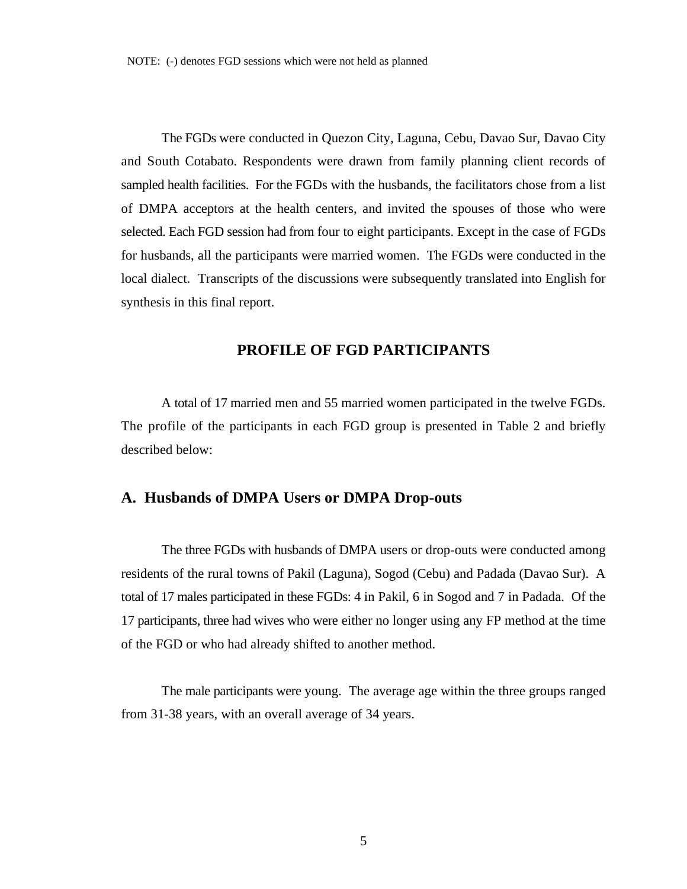NOTE: (-) denotes FGD sessions which were not held as planned

The FGDs were conducted in Quezon City, Laguna, Cebu, Davao Sur, Davao City and South Cotabato. Respondents were drawn from family planning client records of sampled health facilities. For the FGDs with the husbands, the facilitators chose from a list of DMPA acceptors at the health centers, and invited the spouses of those who were selected. Each FGD session had from four to eight participants. Except in the case of FGDs for husbands, all the participants were married women. The FGDs were conducted in the local dialect. Transcripts of the discussions were subsequently translated into English for synthesis in this final report.

## PROFILE OF FGD PARTICIPANTS

A total of 17 married men and 55 married women participated in the twelve FGDs. The profile of the participants in each FGD group is presented in Table 2 and briefly described below:

### A. Husbands of DMPA Users or DMPA Drop-outs

The three FGDs with husbands of DMPA users or drop-outs were conducted among residents of the rural towns of Pakil (Laguna), Sogod (Cebu) and Padada (Davao Sur). A total of 17 males participated in these FGDs: 4 in Pakil, 6 in Sogod and 7 in Padada. Of the 17 participants, three had wives who were either no longer using any FP method at the time of the FGD or who had already shifted to another method.

The male participants were young. The average age within the three groups ranged from 31-38 years, with an overall average of 34 years.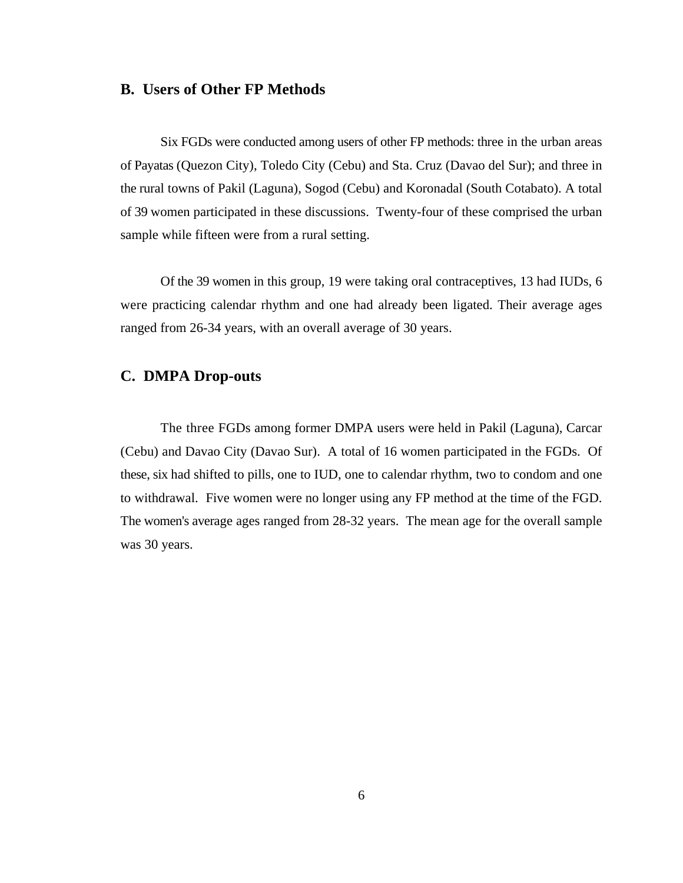## B. Users of Other FP Methods

Six FGDs were conducted among users of other FP methods: three in the urban areas of Payatas (Quezon City), Toledo City (Cebu) and Sta. Cruz (Davao del Sur); and three in the rural towns of Pakil (Laguna), Sogod (Cebu) and Koronadal (South Cotabato). A total of 39 women participated in these discussions. Twenty-four of these comprised the urban sample while fifteen were from a rural setting.

Of the 39 women in this group, 19 were taking oral contraceptives, 13 had IUDs, 6 were practicing calendar rhythm and one had already been ligated. Their average ages ranged from 26-34 years, with an overall average of 30 years.

## C. DMPA Drop-outs

The three FGDs among former DMPA users were held in Pakil (Laguna), Carcar (Cebu) and Davao City (Davao Sur). A total of 16 women participated in the FGDs. Of these, six had shifted to pills, one to IUD, one to calendar rhythm, two to condom and one to withdrawal. Five women were no longer using any FP method at the time of the FGD. The women's average ages ranged from 28-32 years. The mean age for the overall sample was 30 years.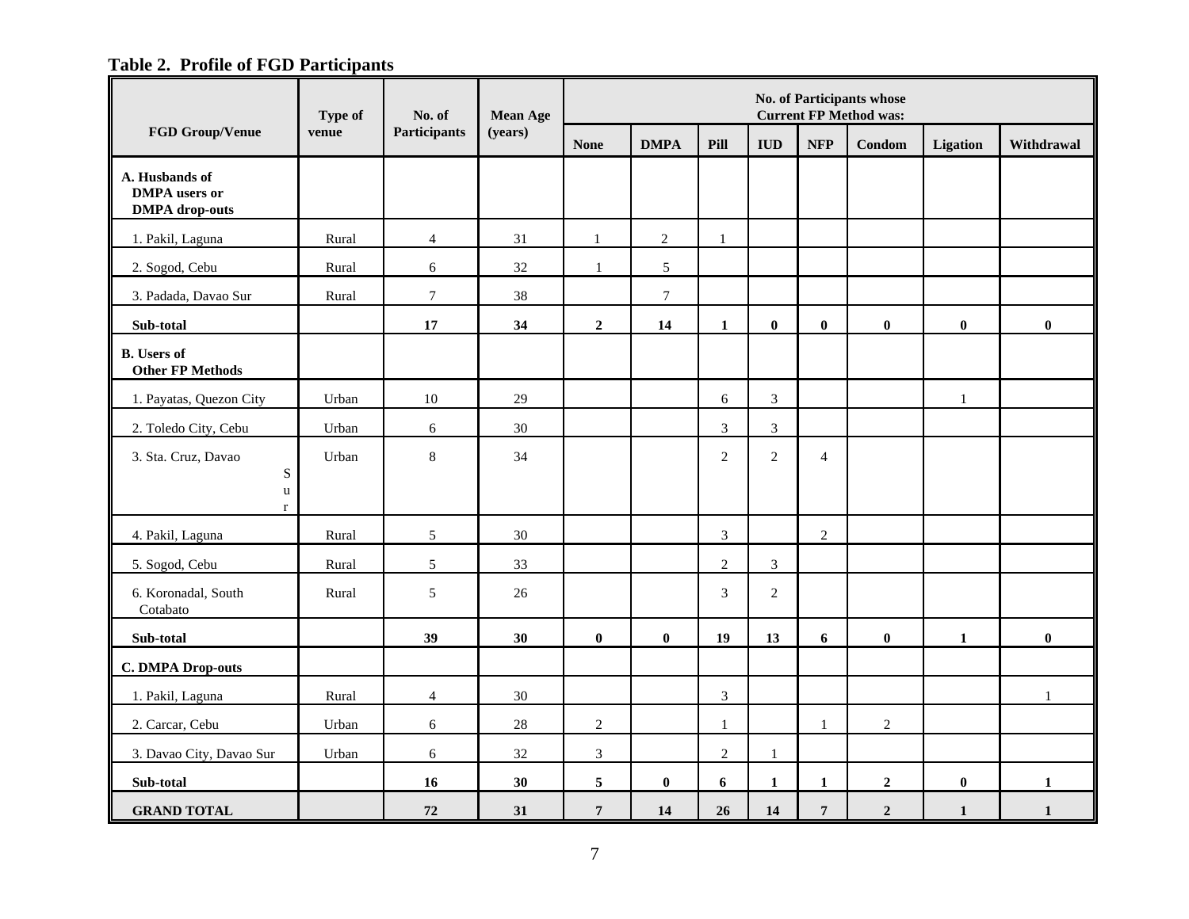**Table 2. Profile of FGD Participants**

| FGD Group/Venue | Type of venue | No. of Participants | Mean Age (years) | No. of Participants whose Current FP Method was: | | | | | | | |
|---|---|---|---|---|---|---|---|---|---|---|---|
| | | | | None | DMPA | Pill | IUD | NFP | Condom | Ligation | Withdrawal |
| **A. Husbands of DMPA users or DMPA drop-outs** | | | | | | | | | | | |
| 1. Pakil, Laguna | Rural | 4 | 31 | 1 | 2 | 1 | | | | | |
| 2. Sogod, Cebu | Rural | 6 | 32 | 1 | 5 | | | | | | |
| 3. Padada, Davao Sur | Rural | 7 | 38 | | 7 | | | | | | |
| **Sub-total** | | **17** | **34** | **2** | **14** | **1** | **0** | **0** | **0** | **0** | **0** |
| **B. Users of Other FP Methods** | | | | | | | | | | | |
| 1. Payatas, Quezon City | Urban | 10 | 29 | | | 6 | 3 | | | 1 | |
| 2. Toledo City, Cebu | Urban | 6 | 30 | | | 3 | 3 | | | | |
| 3. Sta. Cruz, Davao Sur | Urban | 8 | 34 | | | 2 | 2 | 4 | | | |
| 4. Pakil, Laguna | Rural | 5 | 30 | | | 3 | | 2 | | | |
| 5. Sogod, Cebu | Rural | 5 | 33 | | | 2 | 3 | | | | |
| 6. Koronadal, South Cotabato | Rural | 5 | 26 | | | 3 | 2 | | | | |
| **Sub-total** | | **39** | **30** | **0** | **0** | **19** | **13** | **6** | **0** | **1** | **0** |
| **C. DMPA Drop-outs** | | | | | | | | | | | |
| 1. Pakil, Laguna | Rural | 4 | 30 | | | 3 | | | | | 1 |
| 2. Carcar, Cebu | Urban | 6 | 28 | 2 | | 1 | | 1 | 2 | | |
| 3. Davao City, Davao Sur | Urban | 6 | 32 | 3 | | 2 | 1 | | | | |
| **Sub-total** | | **16** | **30** | **5** | **0** | **6** | **1** | **1** | **2** | **0** | **1** |
| **GRAND TOTAL** | | **72** | **31** | **7** | **14** | **26** | **14** | **7** | **2** | **1** | **1** |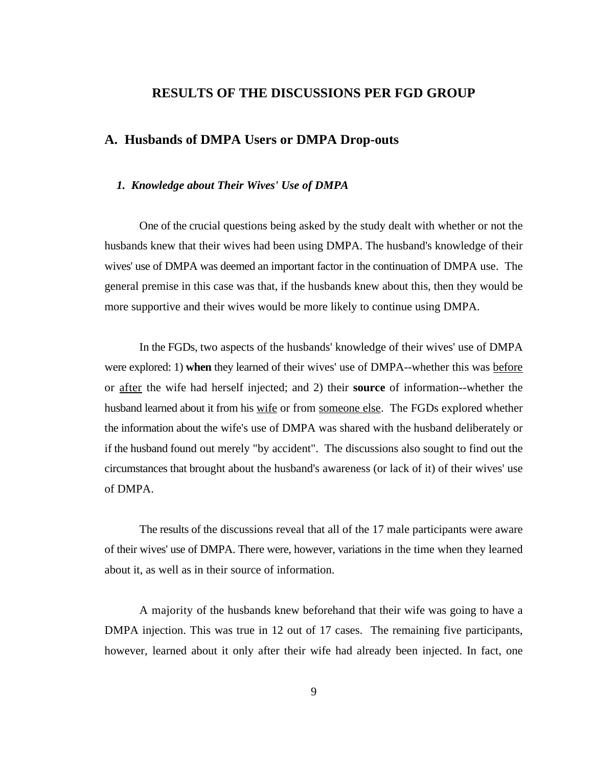# RESULTS OF THE DISCUSSIONS PER FGD GROUP

## A. Husbands of DMPA Users or DMPA Drop-outs

### *1. Knowledge about Their Wives' Use of DMPA*

One of the crucial questions being asked by the study dealt with whether or not the husbands knew that their wives had been using DMPA. The husband's knowledge of their wives' use of DMPA was deemed an important factor in the continuation of DMPA use. The general premise in this case was that, if the husbands knew about this, then they would be more supportive and their wives would be more likely to continue using DMPA.

In the FGDs, two aspects of the husbands' knowledge of their wives' use of DMPA were explored: 1) **when** they learned of their wives' use of DMPA--whether this was <u>before</u> or <u>after</u> the wife had herself injected; and 2) their **source** of information--whether the husband learned about it from his <u>wife</u> or from <u>someone else</u>. The FGDs explored whether the information about the wife's use of DMPA was shared with the husband deliberately or if the husband found out merely "by accident". The discussions also sought to find out the circumstances that brought about the husband's awareness (or lack of it) of their wives' use of DMPA.

The results of the discussions reveal that all of the 17 male participants were aware of their wives' use of DMPA. There were, however, variations in the time when they learned about it, as well as in their source of information.

A majority of the husbands knew beforehand that their wife was going to have a DMPA injection. This was true in 12 out of 17 cases. The remaining five participants, however, learned about it only after their wife had already been injected. In fact, one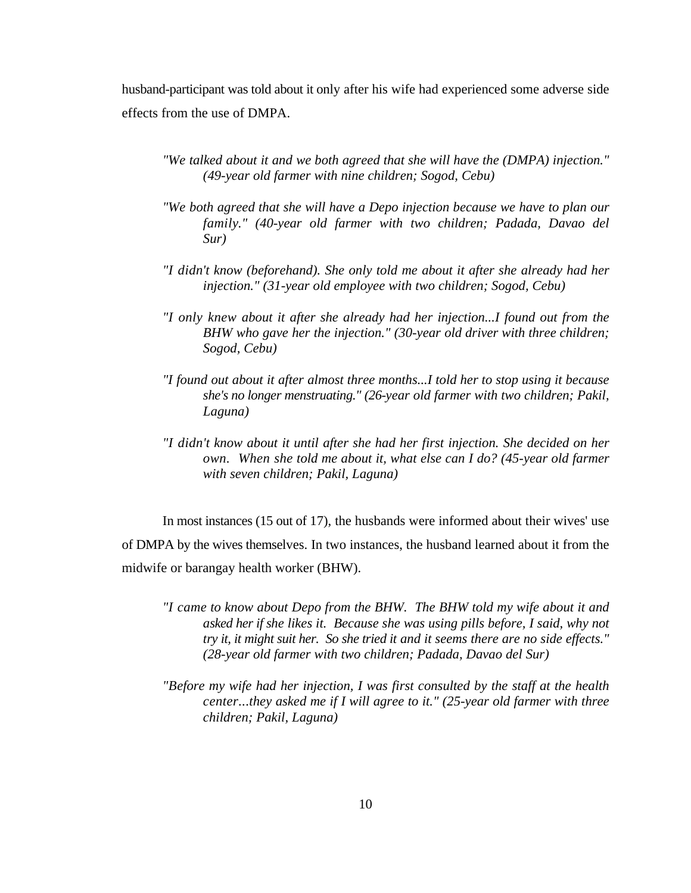husband-participant was told about it only after his wife had experienced some adverse side effects from the use of DMPA.

> *"We talked about it and we both agreed that she will have the (DMPA) injection." (49-year old farmer with nine children; Sogod, Cebu)*

> *"We both agreed that she will have a Depo injection because we have to plan our family." (40-year old farmer with two children; Padada, Davao del Sur)*

> *"I didn't know (beforehand). She only told me about it after she already had her injection." (31-year old employee with two children; Sogod, Cebu)*

> *"I only knew about it after she already had her injection...I found out from the BHW who gave her the injection." (30-year old driver with three children; Sogod, Cebu)*

> *"I found out about it after almost three months...I told her to stop using it because she's no longer menstruating." (26-year old farmer with two children; Pakil, Laguna)*

> *"I didn't know about it until after she had her first injection. She decided on her own. When she told me about it, what else can I do? (45-year old farmer with seven children; Pakil, Laguna)*

In most instances (15 out of 17), the husbands were informed about their wives' use of DMPA by the wives themselves. In two instances, the husband learned about it from the midwife or barangay health worker (BHW).

> *"I came to know about Depo from the BHW. The BHW told my wife about it and asked her if she likes it. Because she was using pills before, I said, why not try it, it might suit her. So she tried it and it seems there are no side effects." (28-year old farmer with two children; Padada, Davao del Sur)*

> *"Before my wife had her injection, I was first consulted by the staff at the health center...they asked me if I will agree to it." (25-year old farmer with three children; Pakil, Laguna)*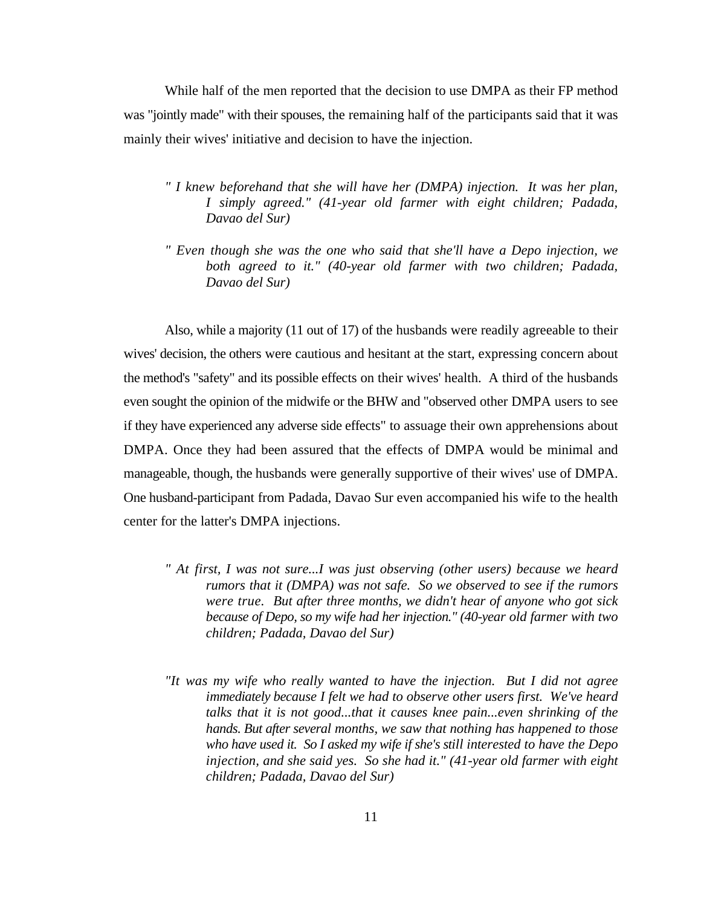While half of the men reported that the decision to use DMPA as their FP method was "jointly made" with their spouses, the remaining half of the participants said that it was mainly their wives' initiative and decision to have the injection.

> *" I knew beforehand that she will have her (DMPA) injection. It was her plan, I simply agreed." (41-year old farmer with eight children; Padada, Davao del Sur)*

> *" Even though she was the one who said that she'll have a Depo injection, we both agreed to it." (40-year old farmer with two children; Padada, Davao del Sur)*

Also, while a majority (11 out of 17) of the husbands were readily agreeable to their wives' decision, the others were cautious and hesitant at the start, expressing concern about the method's "safety" and its possible effects on their wives' health. A third of the husbands even sought the opinion of the midwife or the BHW and "observed other DMPA users to see if they have experienced any adverse side effects" to assuage their own apprehensions about DMPA. Once they had been assured that the effects of DMPA would be minimal and manageable, though, the husbands were generally supportive of their wives' use of DMPA. One husband-participant from Padada, Davao Sur even accompanied his wife to the health center for the latter's DMPA injections.

> *" At first, I was not sure...I was just observing (other users) because we heard rumors that it (DMPA) was not safe. So we observed to see if the rumors were true. But after three months, we didn't hear of anyone who got sick because of Depo, so my wife had her injection." (40-year old farmer with two children; Padada, Davao del Sur)*

> *"It was my wife who really wanted to have the injection. But I did not agree immediately because I felt we had to observe other users first. We've heard talks that it is not good...that it causes knee pain...even shrinking of the hands. But after several months, we saw that nothing has happened to those who have used it. So I asked my wife if she's still interested to have the Depo injection, and she said yes. So she had it." (41-year old farmer with eight children; Padada, Davao del Sur)*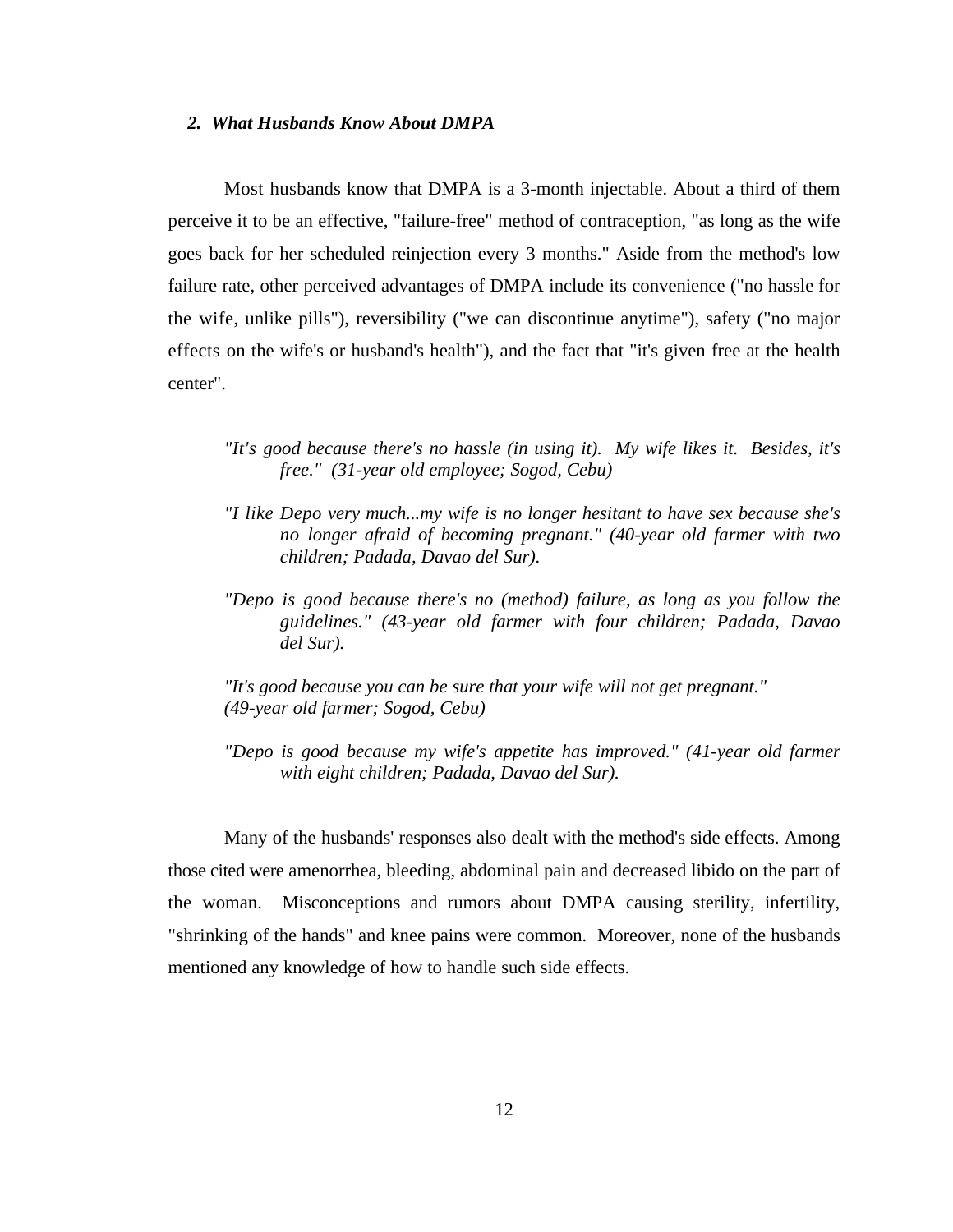### *2. What Husbands Know About DMPA*

Most husbands know that DMPA is a 3-month injectable. About a third of them perceive it to be an effective, "failure-free" method of contraception, "as long as the wife goes back for her scheduled reinjection every 3 months." Aside from the method's low failure rate, other perceived advantages of DMPA include its convenience ("no hassle for the wife, unlike pills"), reversibility ("we can discontinue anytime"), safety ("no major effects on the wife's or husband's health"), and the fact that "it's given free at the health center".

> *"It's good because there's no hassle (in using it). My wife likes it. Besides, it's free." (31-year old employee; Sogod, Cebu)*
>
> *"I like Depo very much...my wife is no longer hesitant to have sex because she's no longer afraid of becoming pregnant." (40-year old farmer with two children; Padada, Davao del Sur).*
>
> *"Depo is good because there's no (method) failure, as long as you follow the guidelines." (43-year old farmer with four children; Padada, Davao del Sur).*
>
> *"It's good because you can be sure that your wife will not get pregnant." (49-year old farmer; Sogod, Cebu)*
>
> *"Depo is good because my wife's appetite has improved." (41-year old farmer with eight children; Padada, Davao del Sur).*

Many of the husbands' responses also dealt with the method's side effects. Among those cited were amenorrhea, bleeding, abdominal pain and decreased libido on the part of the woman. Misconceptions and rumors about DMPA causing sterility, infertility, "shrinking of the hands" and knee pains were common. Moreover, none of the husbands mentioned any knowledge of how to handle such side effects.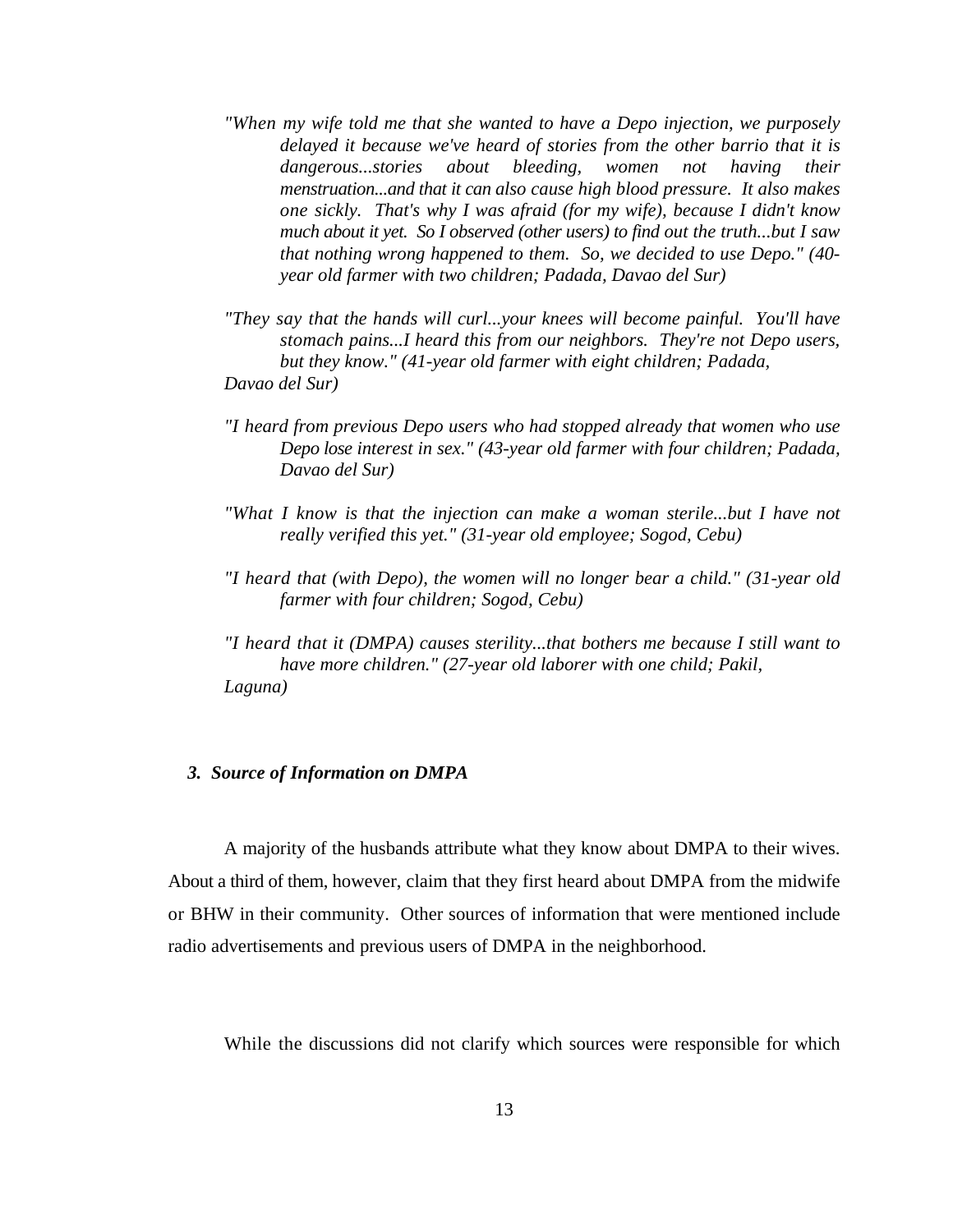*"When my wife told me that she wanted to have a Depo injection, we purposely delayed it because we've heard of stories from the other barrio that it is dangerous...stories about bleeding, women not having their menstruation...and that it can also cause high blood pressure. It also makes one sickly. That's why I was afraid (for my wife), because I didn't know much about it yet. So I observed (other users) to find out the truth...but I saw that nothing wrong happened to them. So, we decided to use Depo." (40-year old farmer with two children; Padada, Davao del Sur)*

*"They say that the hands will curl...your knees will become painful. You'll have stomach pains...I heard this from our neighbors. They're not Depo users, but they know." (41-year old farmer with eight children; Padada, Davao del Sur)*

*"I heard from previous Depo users who had stopped already that women who use Depo lose interest in sex." (43-year old farmer with four children; Padada, Davao del Sur)*

*"What I know is that the injection can make a woman sterile...but I have not really verified this yet." (31-year old employee; Sogod, Cebu)*

*"I heard that (with Depo), the women will no longer bear a child." (31-year old farmer with four children; Sogod, Cebu)*

*"I heard that it (DMPA) causes sterility...that bothers me because I still want to have more children." (27-year old laborer with one child; Pakil, Laguna)*

### *3. Source of Information on DMPA*

A majority of the husbands attribute what they know about DMPA to their wives. About a third of them, however, claim that they first heard about DMPA from the midwife or BHW in their community. Other sources of information that were mentioned include radio advertisements and previous users of DMPA in the neighborhood.

While the discussions did not clarify which sources were responsible for which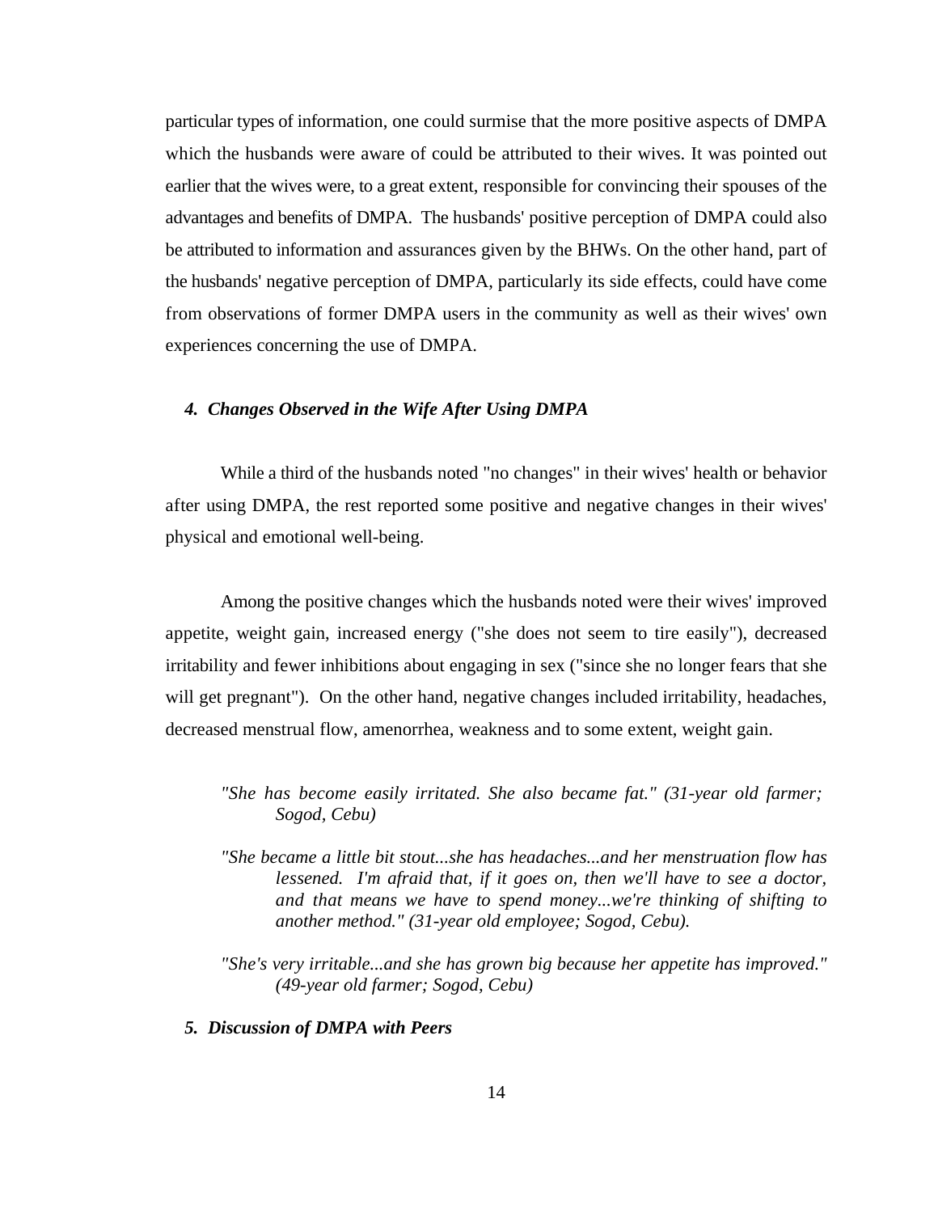particular types of information, one could surmise that the more positive aspects of DMPA which the husbands were aware of could be attributed to their wives. It was pointed out earlier that the wives were, to a great extent, responsible for convincing their spouses of the advantages and benefits of DMPA. The husbands' positive perception of DMPA could also be attributed to information and assurances given by the BHWs. On the other hand, part of the husbands' negative perception of DMPA, particularly its side effects, could have come from observations of former DMPA users in the community as well as their wives' own experiences concerning the use of DMPA.

### *4. Changes Observed in the Wife After Using DMPA*

While a third of the husbands noted "no changes" in their wives' health or behavior after using DMPA, the rest reported some positive and negative changes in their wives' physical and emotional well-being.

Among the positive changes which the husbands noted were their wives' improved appetite, weight gain, increased energy ("she does not seem to tire easily"), decreased irritability and fewer inhibitions about engaging in sex ("since she no longer fears that she will get pregnant"). On the other hand, negative changes included irritability, headaches, decreased menstrual flow, amenorrhea, weakness and to some extent, weight gain.

> *"She has become easily irritated. She also became fat." (31-year old farmer; Sogod, Cebu)*
>
> *"She became a little bit stout...she has headaches...and her menstruation flow has lessened. I'm afraid that, if it goes on, then we'll have to see a doctor, and that means we have to spend money...we're thinking of shifting to another method." (31-year old employee; Sogod, Cebu).*
>
> *"She's very irritable...and she has grown big because her appetite has improved." (49-year old farmer; Sogod, Cebu)*

### *5. Discussion of DMPA with Peers*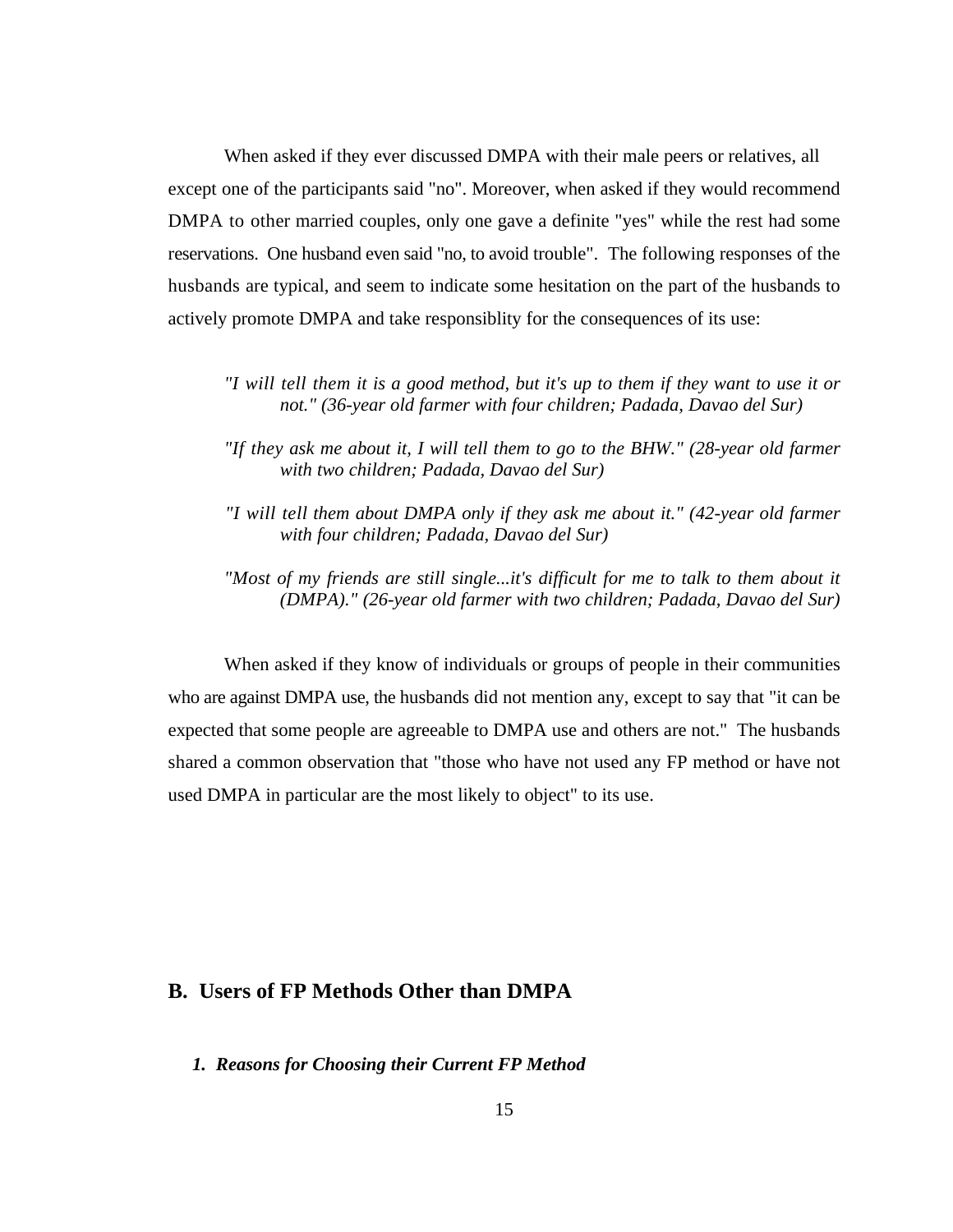When asked if they ever discussed DMPA with their male peers or relatives, all except one of the participants said "no". Moreover, when asked if they would recommend DMPA to other married couples, only one gave a definite "yes" while the rest had some reservations. One husband even said "no, to avoid trouble". The following responses of the husbands are typical, and seem to indicate some hesitation on the part of the husbands to actively promote DMPA and take responsiblity for the consequences of its use:

> *"I will tell them it is a good method, but it's up to them if they want to use it or not." (36-year old farmer with four children; Padada, Davao del Sur)*
>
> *"If they ask me about it, I will tell them to go to the BHW." (28-year old farmer with two children; Padada, Davao del Sur)*
>
> *"I will tell them about DMPA only if they ask me about it." (42-year old farmer with four children; Padada, Davao del Sur)*
>
> *"Most of my friends are still single...it's difficult for me to talk to them about it (DMPA)." (26-year old farmer with two children; Padada, Davao del Sur)*

When asked if they know of individuals or groups of people in their communities who are against DMPA use, the husbands did not mention any, except to say that "it can be expected that some people are agreeable to DMPA use and others are not." The husbands shared a common observation that "those who have not used any FP method or have not used DMPA in particular are the most likely to object" to its use.

## B. Users of FP Methods Other than DMPA

### *1. Reasons for Choosing their Current FP Method*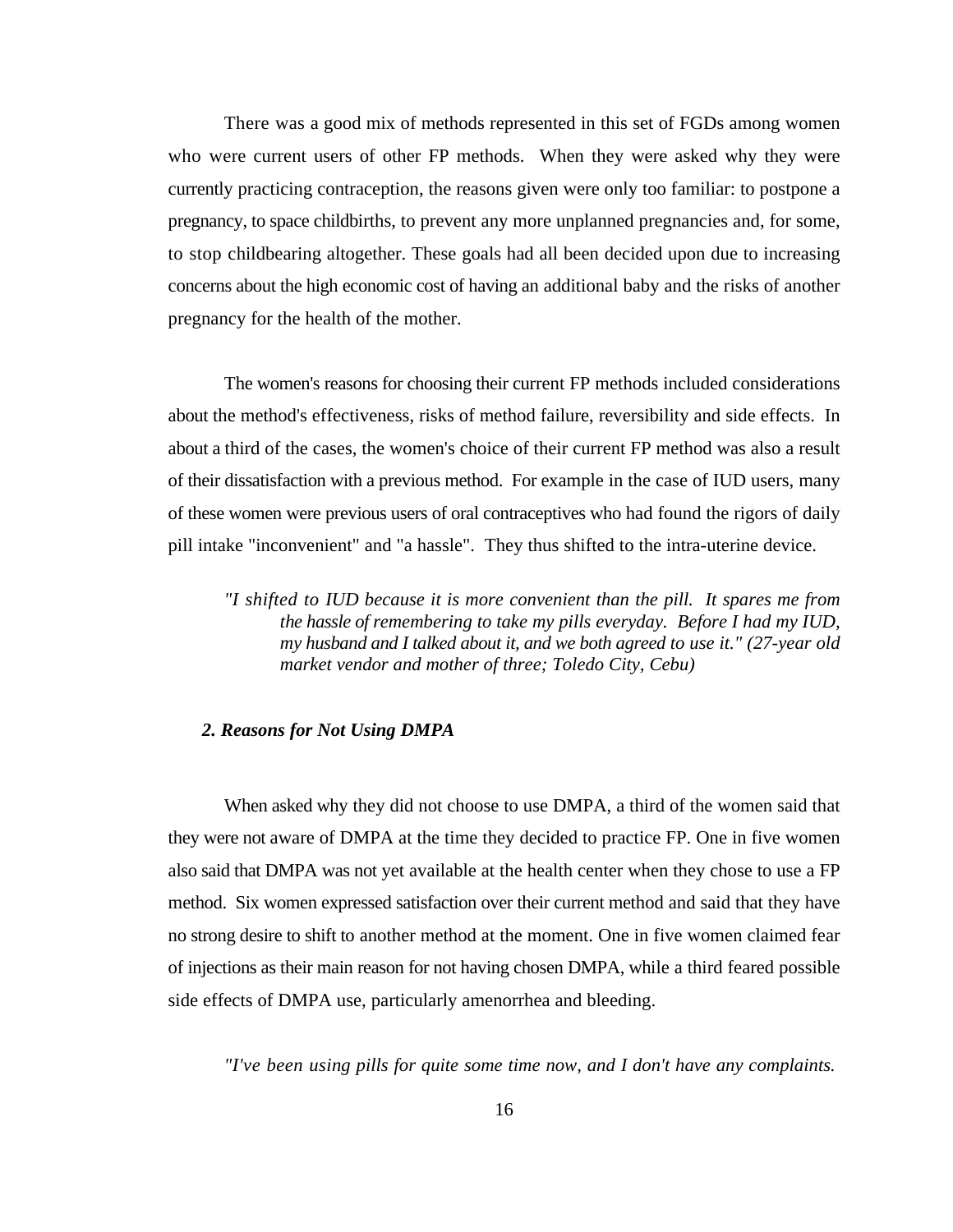There was a good mix of methods represented in this set of FGDs among women who were current users of other FP methods. When they were asked why they were currently practicing contraception, the reasons given were only too familiar: to postpone a pregnancy, to space childbirths, to prevent any more unplanned pregnancies and, for some, to stop childbearing altogether. These goals had all been decided upon due to increasing concerns about the high economic cost of having an additional baby and the risks of another pregnancy for the health of the mother.

The women's reasons for choosing their current FP methods included considerations about the method's effectiveness, risks of method failure, reversibility and side effects. In about a third of the cases, the women's choice of their current FP method was also a result of their dissatisfaction with a previous method. For example in the case of IUD users, many of these women were previous users of oral contraceptives who had found the rigors of daily pill intake "inconvenient" and "a hassle". They thus shifted to the intra-uterine device.

> *"I shifted to IUD because it is more convenient than the pill. It spares me from the hassle of remembering to take my pills everyday. Before I had my IUD, my husband and I talked about it, and we both agreed to use it." (27-year old market vendor and mother of three; Toledo City, Cebu)*

### *2. Reasons for Not Using DMPA*

When asked why they did not choose to use DMPA, a third of the women said that they were not aware of DMPA at the time they decided to practice FP. One in five women also said that DMPA was not yet available at the health center when they chose to use a FP method. Six women expressed satisfaction over their current method and said that they have no strong desire to shift to another method at the moment. One in five women claimed fear of injections as their main reason for not having chosen DMPA, while a third feared possible side effects of DMPA use, particularly amenorrhea and bleeding.

> *"I've been using pills for quite some time now, and I don't have any complaints.*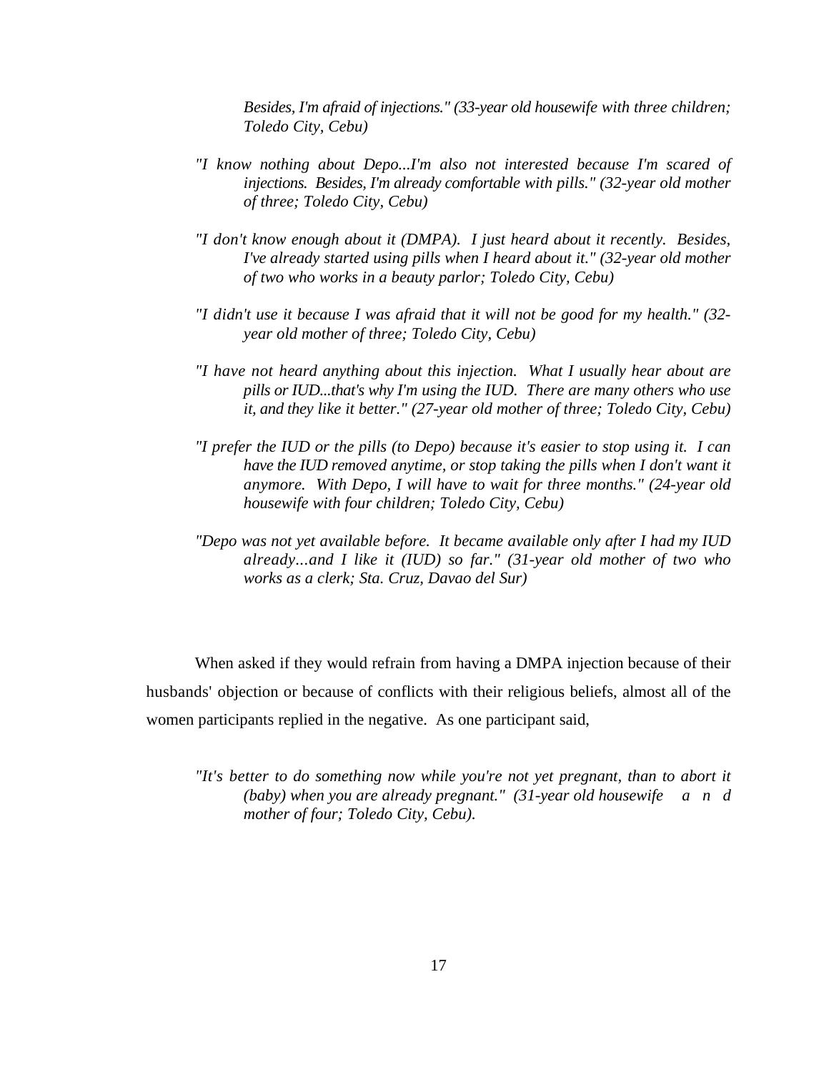*Besides, I'm afraid of injections." (33-year old housewife with three children; Toledo City, Cebu)*

*"I know nothing about Depo...I'm also not interested because I'm scared of injections. Besides, I'm already comfortable with pills." (32-year old mother of three; Toledo City, Cebu)*

*"I don't know enough about it (DMPA). I just heard about it recently. Besides, I've already started using pills when I heard about it." (32-year old mother of two who works in a beauty parlor; Toledo City, Cebu)*

*"I didn't use it because I was afraid that it will not be good for my health." (32-year old mother of three; Toledo City, Cebu)*

*"I have not heard anything about this injection. What I usually hear about are pills or IUD...that's why I'm using the IUD. There are many others who use it, and they like it better." (27-year old mother of three; Toledo City, Cebu)*

*"I prefer the IUD or the pills (to Depo) because it's easier to stop using it. I can have the IUD removed anytime, or stop taking the pills when I don't want it anymore. With Depo, I will have to wait for three months." (24-year old housewife with four children; Toledo City, Cebu)*

*"Depo was not yet available before. It became available only after I had my IUD already...and I like it (IUD) so far." (31-year old mother of two who works as a clerk; Sta. Cruz, Davao del Sur)*

When asked if they would refrain from having a DMPA injection because of their husbands' objection or because of conflicts with their religious beliefs, almost all of the women participants replied in the negative. As one participant said,

*"It's better to do something now while you're not yet pregnant, than to abort it (baby) when you are already pregnant." (31-year old housewife and mother of four; Toledo City, Cebu).*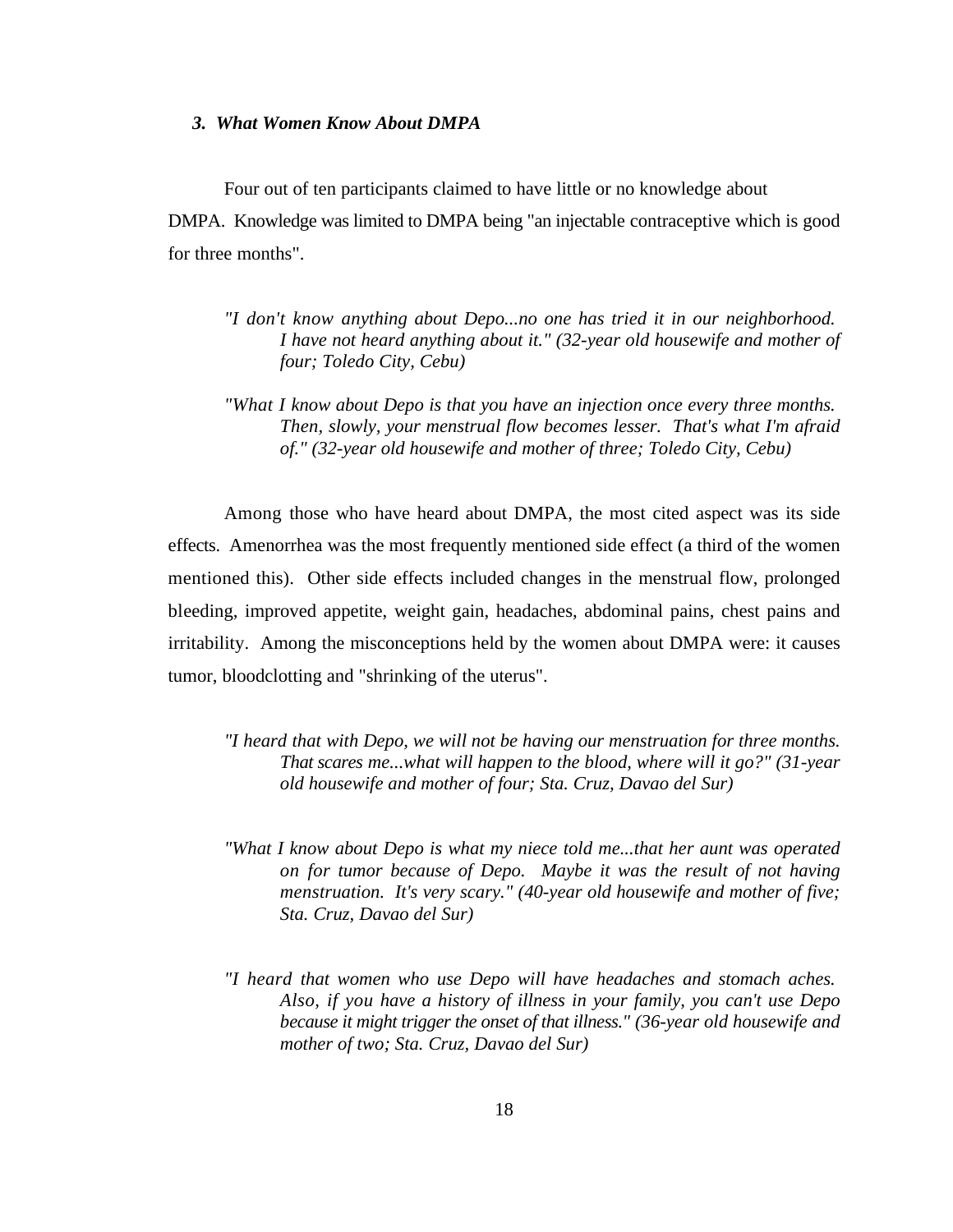### *3. What Women Know About DMPA*

Four out of ten participants claimed to have little or no knowledge about DMPA. Knowledge was limited to DMPA being "an injectable contraceptive which is good for three months".

> *"I don't know anything about Depo...no one has tried it in our neighborhood. I have not heard anything about it." (32-year old housewife and mother of four; Toledo City, Cebu)*

> *"What I know about Depo is that you have an injection once every three months. Then, slowly, your menstrual flow becomes lesser. That's what I'm afraid of." (32-year old housewife and mother of three; Toledo City, Cebu)*

Among those who have heard about DMPA, the most cited aspect was its side effects. Amenorrhea was the most frequently mentioned side effect (a third of the women mentioned this). Other side effects included changes in the menstrual flow, prolonged bleeding, improved appetite, weight gain, headaches, abdominal pains, chest pains and irritability. Among the misconceptions held by the women about DMPA were: it causes tumor, bloodclotting and "shrinking of the uterus".

> *"I heard that with Depo, we will not be having our menstruation for three months. That scares me...what will happen to the blood, where will it go?" (31-year old housewife and mother of four; Sta. Cruz, Davao del Sur)*

> *"What I know about Depo is what my niece told me...that her aunt was operated on for tumor because of Depo. Maybe it was the result of not having menstruation. It's very scary." (40-year old housewife and mother of five; Sta. Cruz, Davao del Sur)*

> *"I heard that women who use Depo will have headaches and stomach aches. Also, if you have a history of illness in your family, you can't use Depo because it might trigger the onset of that illness." (36-year old housewife and mother of two; Sta. Cruz, Davao del Sur)*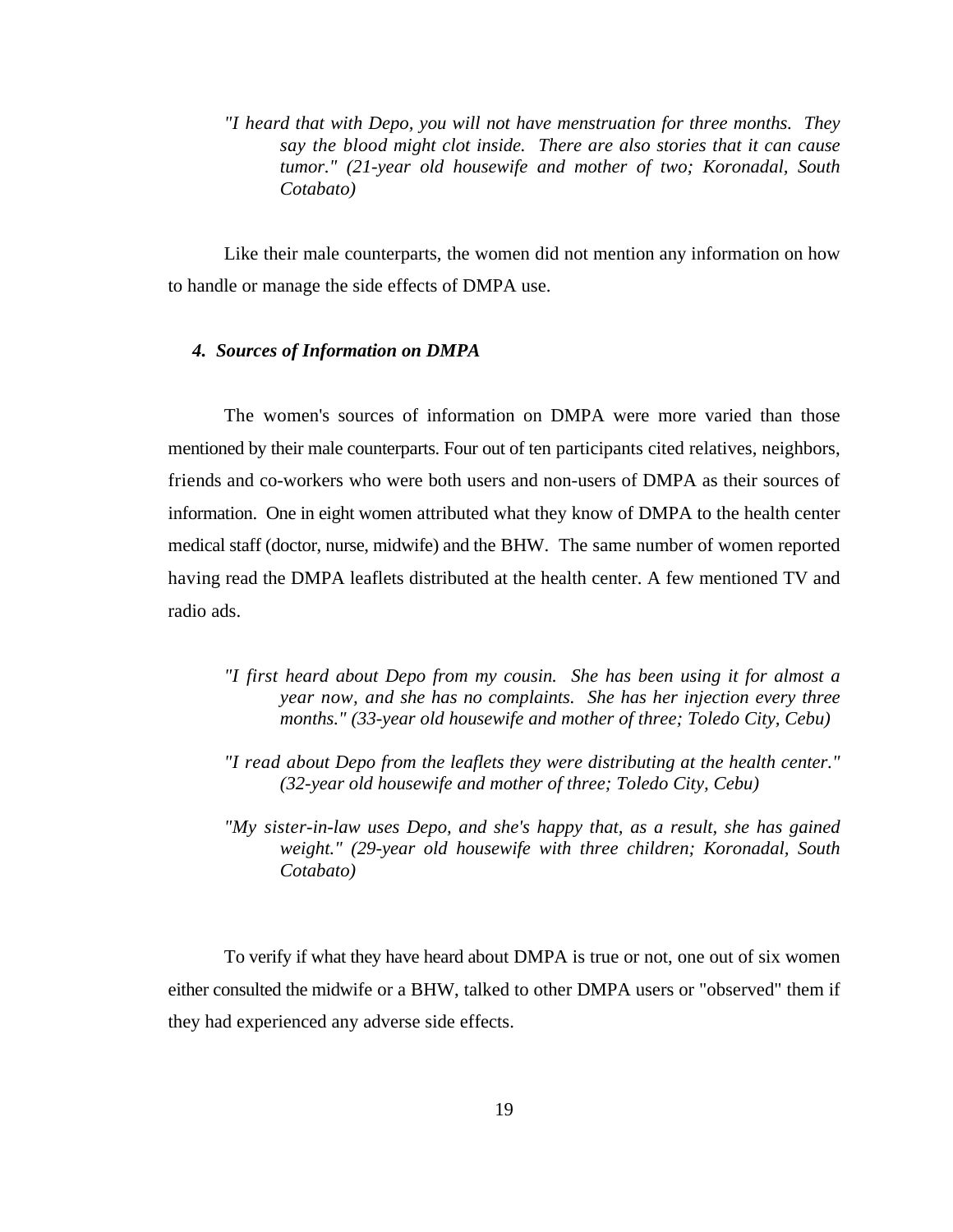*"I heard that with Depo, you will not have menstruation for three months. They say the blood might clot inside. There are also stories that it can cause tumor." (21-year old housewife and mother of two; Koronadal, South Cotabato)*

Like their male counterparts, the women did not mention any information on how to handle or manage the side effects of DMPA use.

### *4. Sources of Information on DMPA*

The women's sources of information on DMPA were more varied than those mentioned by their male counterparts. Four out of ten participants cited relatives, neighbors, friends and co-workers who were both users and non-users of DMPA as their sources of information. One in eight women attributed what they know of DMPA to the health center medical staff (doctor, nurse, midwife) and the BHW. The same number of women reported having read the DMPA leaflets distributed at the health center. A few mentioned TV and radio ads.

*"I first heard about Depo from my cousin. She has been using it for almost a year now, and she has no complaints. She has her injection every three months." (33-year old housewife and mother of three; Toledo City, Cebu)*

*"I read about Depo from the leaflets they were distributing at the health center." (32-year old housewife and mother of three; Toledo City, Cebu)*

*"My sister-in-law uses Depo, and she's happy that, as a result, she has gained weight." (29-year old housewife with three children; Koronadal, South Cotabato)*

To verify if what they have heard about DMPA is true or not, one out of six women either consulted the midwife or a BHW, talked to other DMPA users or "observed" them if they had experienced any adverse side effects.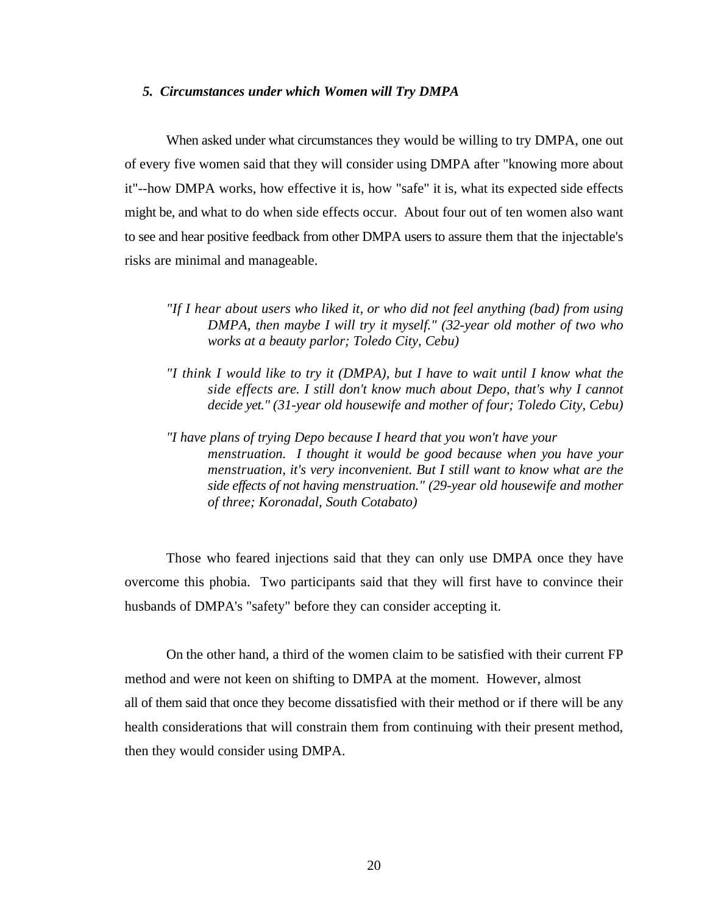### *5. Circumstances under which Women will Try DMPA*

When asked under what circumstances they would be willing to try DMPA, one out of every five women said that they will consider using DMPA after "knowing more about it"--how DMPA works, how effective it is, how "safe" it is, what its expected side effects might be, and what to do when side effects occur. About four out of ten women also want to see and hear positive feedback from other DMPA users to assure them that the injectable's risks are minimal and manageable.

> *"If I hear about users who liked it, or who did not feel anything (bad) from using DMPA, then maybe I will try it myself." (32-year old mother of two who works at a beauty parlor; Toledo City, Cebu)*

> *"I think I would like to try it (DMPA), but I have to wait until I know what the side effects are. I still don't know much about Depo, that's why I cannot decide yet." (31-year old housewife and mother of four; Toledo City, Cebu)*

> *"I have plans of trying Depo because I heard that you won't have your menstruation. I thought it would be good because when you have your menstruation, it's very inconvenient. But I still want to know what are the side effects of not having menstruation." (29-year old housewife and mother of three; Koronadal, South Cotabato)*

Those who feared injections said that they can only use DMPA once they have overcome this phobia. Two participants said that they will first have to convince their husbands of DMPA's "safety" before they can consider accepting it.

On the other hand, a third of the women claim to be satisfied with their current FP method and were not keen on shifting to DMPA at the moment. However, almost all of them said that once they become dissatisfied with their method or if there will be any health considerations that will constrain them from continuing with their present method, then they would consider using DMPA.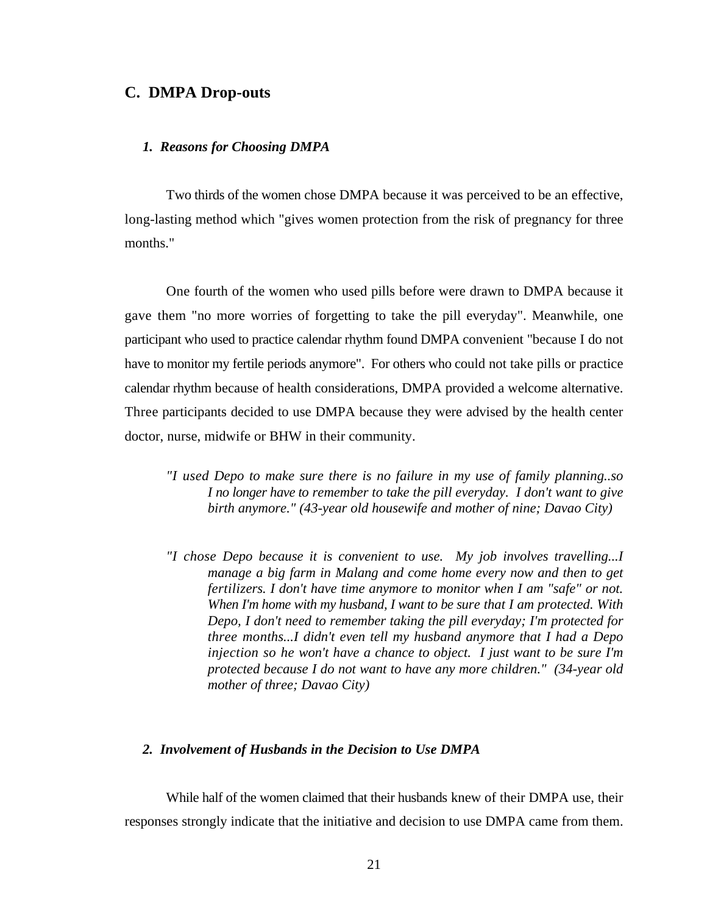## C. DMPA Drop-outs

### *1. Reasons for Choosing DMPA*

Two thirds of the women chose DMPA because it was perceived to be an effective, long-lasting method which "gives women protection from the risk of pregnancy for three months."

One fourth of the women who used pills before were drawn to DMPA because it gave them "no more worries of forgetting to take the pill everyday". Meanwhile, one participant who used to practice calendar rhythm found DMPA convenient "because I do not have to monitor my fertile periods anymore". For others who could not take pills or practice calendar rhythm because of health considerations, DMPA provided a welcome alternative. Three participants decided to use DMPA because they were advised by the health center doctor, nurse, midwife or BHW in their community.

> *"I used Depo to make sure there is no failure in my use of family planning..so I no longer have to remember to take the pill everyday. I don't want to give birth anymore." (43-year old housewife and mother of nine; Davao City)*

> *"I chose Depo because it is convenient to use. My job involves travelling...I manage a big farm in Malang and come home every now and then to get fertilizers. I don't have time anymore to monitor when I am "safe" or not. When I'm home with my husband, I want to be sure that I am protected. With Depo, I don't need to remember taking the pill everyday; I'm protected for three months...I didn't even tell my husband anymore that I had a Depo injection so he won't have a chance to object. I just want to be sure I'm protected because I do not want to have any more children." (34-year old mother of three; Davao City)*

### *2. Involvement of Husbands in the Decision to Use DMPA*

While half of the women claimed that their husbands knew of their DMPA use, their responses strongly indicate that the initiative and decision to use DMPA came from them.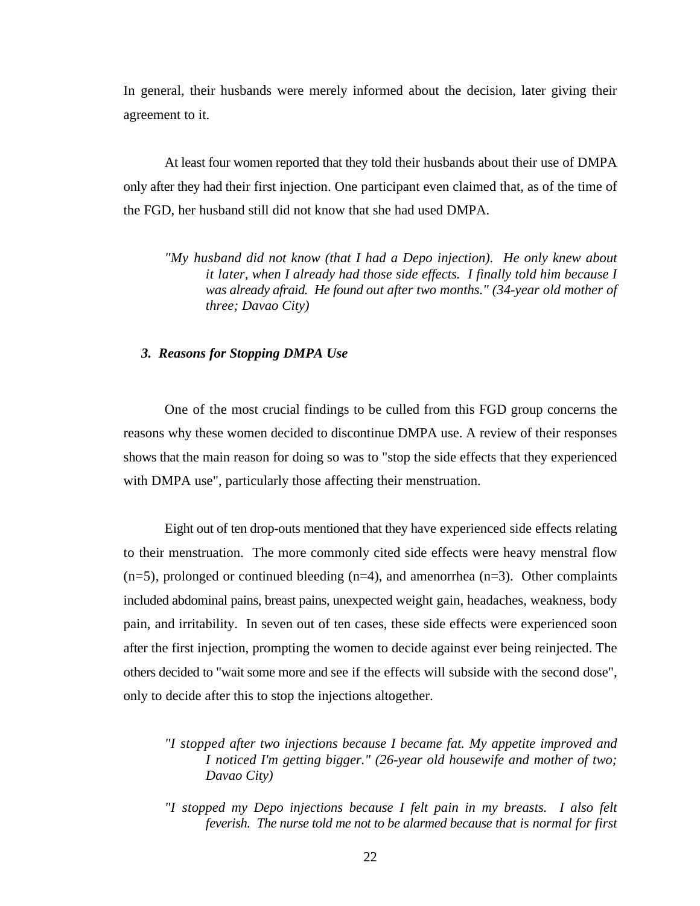In general, their husbands were merely informed about the decision, later giving their agreement to it.

At least four women reported that they told their husbands about their use of DMPA only after they had their first injection. One participant even claimed that, as of the time of the FGD, her husband still did not know that she had used DMPA.

> *"My husband did not know (that I had a Depo injection). He only knew about it later, when I already had those side effects. I finally told him because I was already afraid. He found out after two months." (34-year old mother of three; Davao City)*

### *3. Reasons for Stopping DMPA Use*

One of the most crucial findings to be culled from this FGD group concerns the reasons why these women decided to discontinue DMPA use. A review of their responses shows that the main reason for doing so was to "stop the side effects that they experienced with DMPA use", particularly those affecting their menstruation.

Eight out of ten drop-outs mentioned that they have experienced side effects relating to their menstruation. The more commonly cited side effects were heavy menstral flow (n=5), prolonged or continued bleeding (n=4), and amenorrhea (n=3). Other complaints included abdominal pains, breast pains, unexpected weight gain, headaches, weakness, body pain, and irritability. In seven out of ten cases, these side effects were experienced soon after the first injection, prompting the women to decide against ever being reinjected. The others decided to "wait some more and see if the effects will subside with the second dose", only to decide after this to stop the injections altogether.

> *"I stopped after two injections because I became fat. My appetite improved and I noticed I'm getting bigger." (26-year old housewife and mother of two; Davao City)*

> *"I stopped my Depo injections because I felt pain in my breasts. I also felt feverish. The nurse told me not to be alarmed because that is normal for first*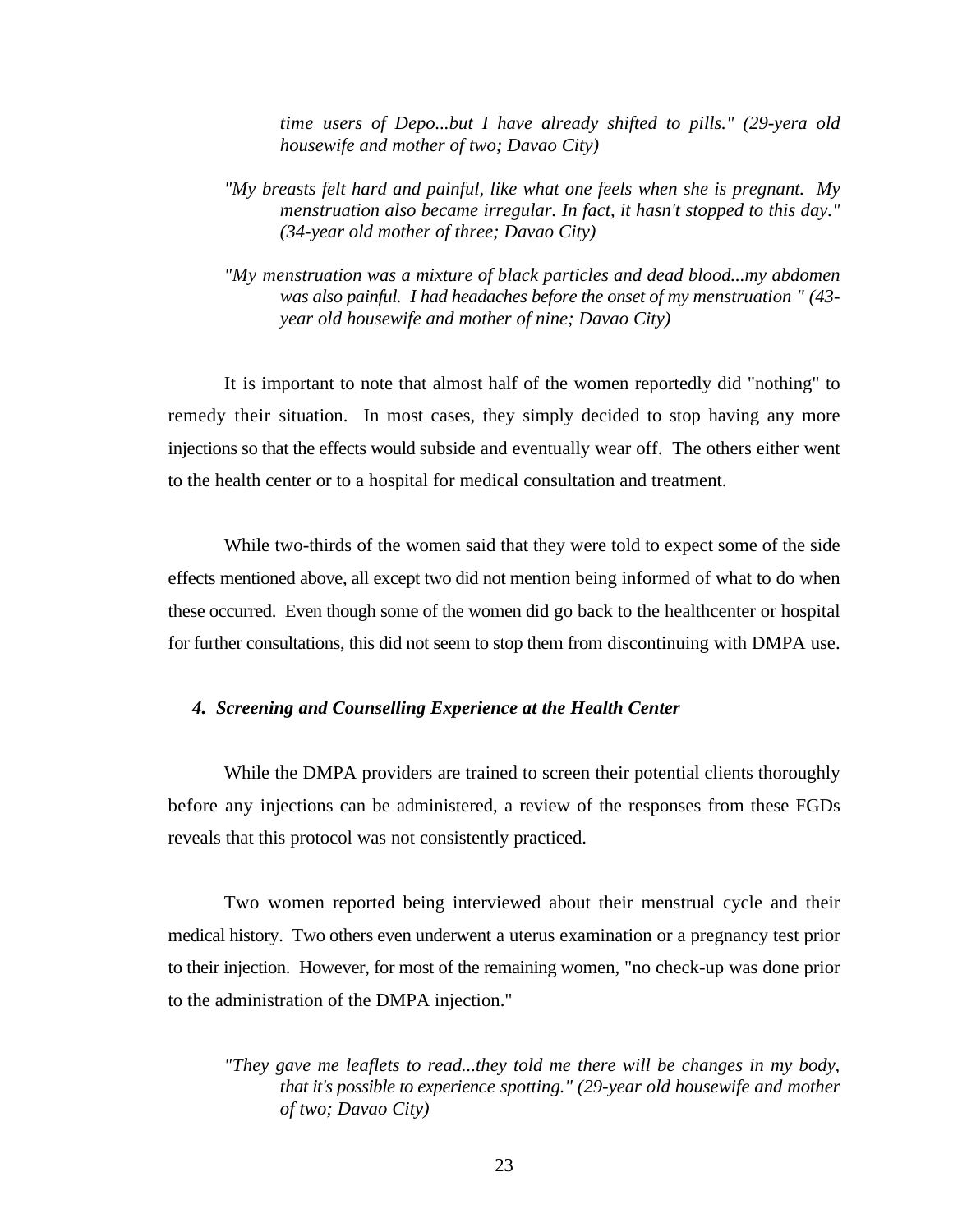*time users of Depo...but I have already shifted to pills." (29-yera old housewife and mother of two; Davao City)*

*"My breasts felt hard and painful, like what one feels when she is pregnant. My menstruation also became irregular. In fact, it hasn't stopped to this day." (34-year old mother of three; Davao City)*

*"My menstruation was a mixture of black particles and dead blood...my abdomen was also painful. I had headaches before the onset of my menstruation " (43-year old housewife and mother of nine; Davao City)*

It is important to note that almost half of the women reportedly did "nothing" to remedy their situation. In most cases, they simply decided to stop having any more injections so that the effects would subside and eventually wear off. The others either went to the health center or to a hospital for medical consultation and treatment.

While two-thirds of the women said that they were told to expect some of the side effects mentioned above, all except two did not mention being informed of what to do when these occurred. Even though some of the women did go back to the healthcenter or hospital for further consultations, this did not seem to stop them from discontinuing with DMPA use.

### *4. Screening and Counselling Experience at the Health Center*

While the DMPA providers are trained to screen their potential clients thoroughly before any injections can be administered, a review of the responses from these FGDs reveals that this protocol was not consistently practiced.

Two women reported being interviewed about their menstrual cycle and their medical history. Two others even underwent a uterus examination or a pregnancy test prior to their injection. However, for most of the remaining women, "no check-up was done prior to the administration of the DMPA injection."

*"They gave me leaflets to read...they told me there will be changes in my body, that it's possible to experience spotting." (29-year old housewife and mother of two; Davao City)*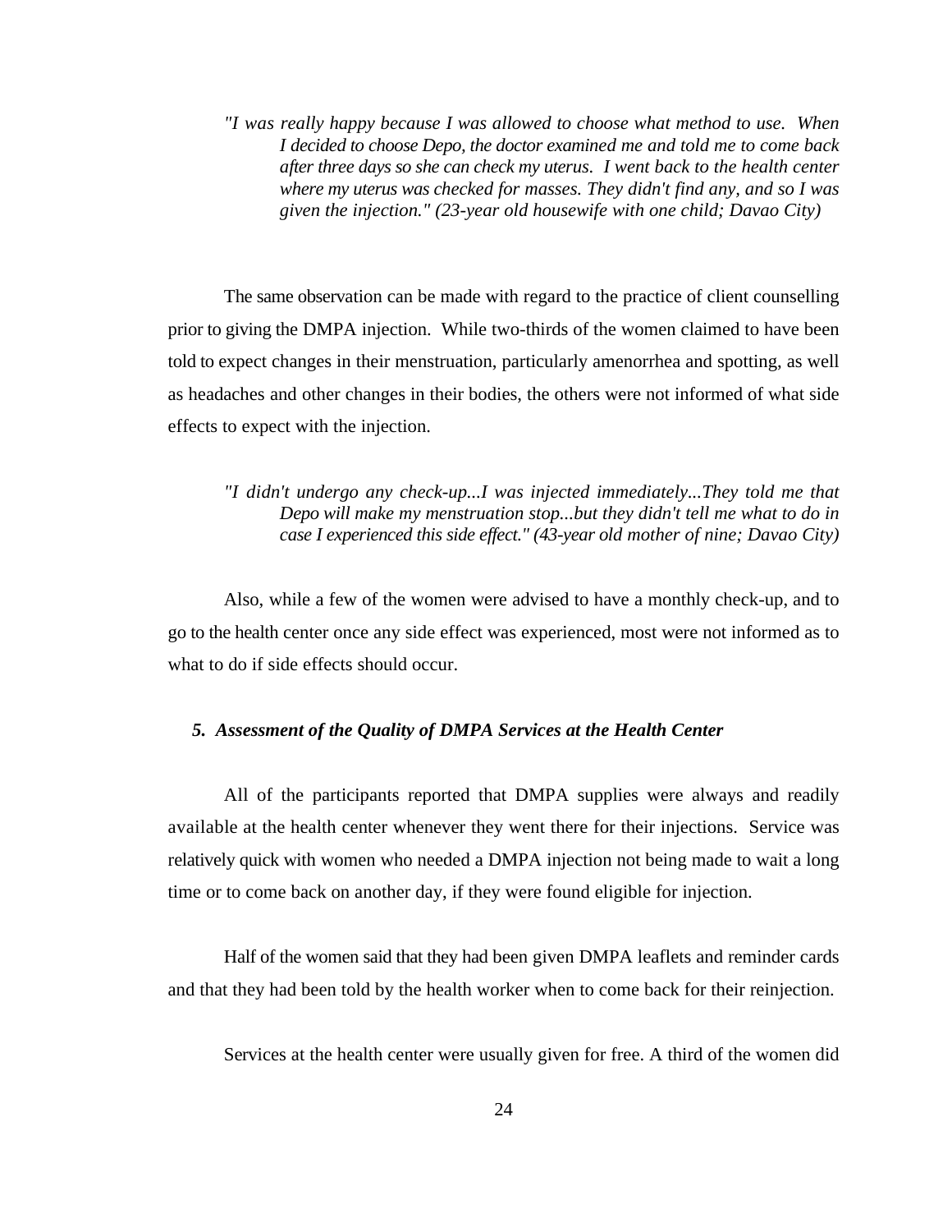*"I was really happy because I was allowed to choose what method to use. When I decided to choose Depo, the doctor examined me and told me to come back after three days so she can check my uterus. I went back to the health center where my uterus was checked for masses. They didn't find any, and so I was given the injection." (23-year old housewife with one child; Davao City)*

The same observation can be made with regard to the practice of client counselling prior to giving the DMPA injection. While two-thirds of the women claimed to have been told to expect changes in their menstruation, particularly amenorrhea and spotting, as well as headaches and other changes in their bodies, the others were not informed of what side effects to expect with the injection.

*"I didn't undergo any check-up...I was injected immediately...They told me that Depo will make my menstruation stop...but they didn't tell me what to do in case I experienced this side effect." (43-year old mother of nine; Davao City)*

Also, while a few of the women were advised to have a monthly check-up, and to go to the health center once any side effect was experienced, most were not informed as to what to do if side effects should occur.

### *5. Assessment of the Quality of DMPA Services at the Health Center*

All of the participants reported that DMPA supplies were always and readily available at the health center whenever they went there for their injections. Service was relatively quick with women who needed a DMPA injection not being made to wait a long time or to come back on another day, if they were found eligible for injection.

Half of the women said that they had been given DMPA leaflets and reminder cards and that they had been told by the health worker when to come back for their reinjection.

Services at the health center were usually given for free. A third of the women did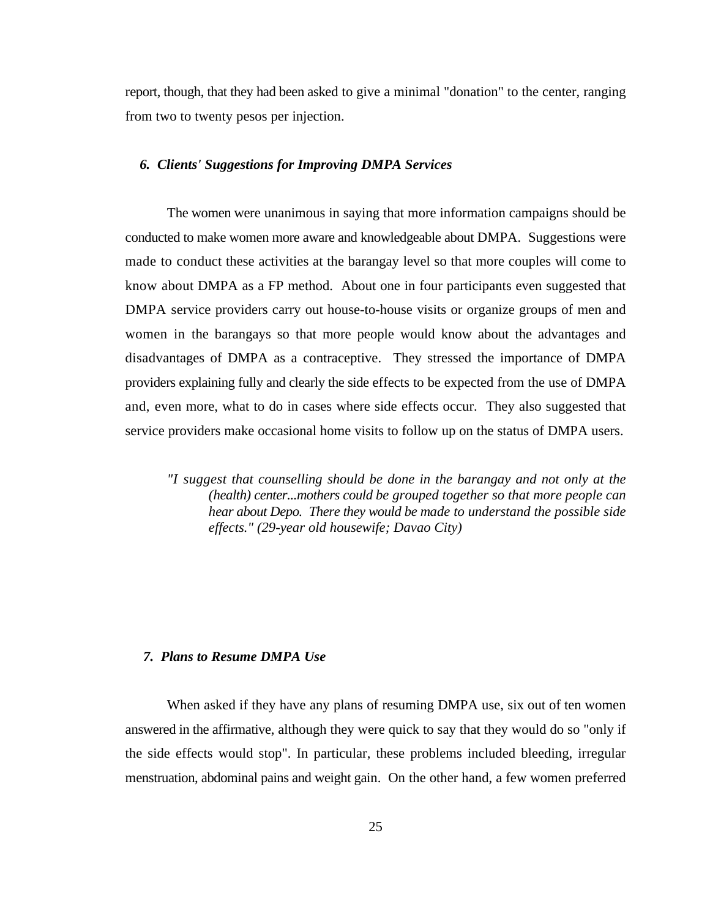report, though, that they had been asked to give a minimal "donation" to the center, ranging from two to twenty pesos per injection.

### *6. Clients' Suggestions for Improving DMPA Services*

The women were unanimous in saying that more information campaigns should be conducted to make women more aware and knowledgeable about DMPA. Suggestions were made to conduct these activities at the barangay level so that more couples will come to know about DMPA as a FP method. About one in four participants even suggested that DMPA service providers carry out house-to-house visits or organize groups of men and women in the barangays so that more people would know about the advantages and disadvantages of DMPA as a contraceptive. They stressed the importance of DMPA providers explaining fully and clearly the side effects to be expected from the use of DMPA and, even more, what to do in cases where side effects occur. They also suggested that service providers make occasional home visits to follow up on the status of DMPA users.

> *"I suggest that counselling should be done in the barangay and not only at the (health) center...mothers could be grouped together so that more people can hear about Depo. There they would be made to understand the possible side effects." (29-year old housewife; Davao City)*

### *7. Plans to Resume DMPA Use*

When asked if they have any plans of resuming DMPA use, six out of ten women answered in the affirmative, although they were quick to say that they would do so "only if the side effects would stop". In particular, these problems included bleeding, irregular menstruation, abdominal pains and weight gain. On the other hand, a few women preferred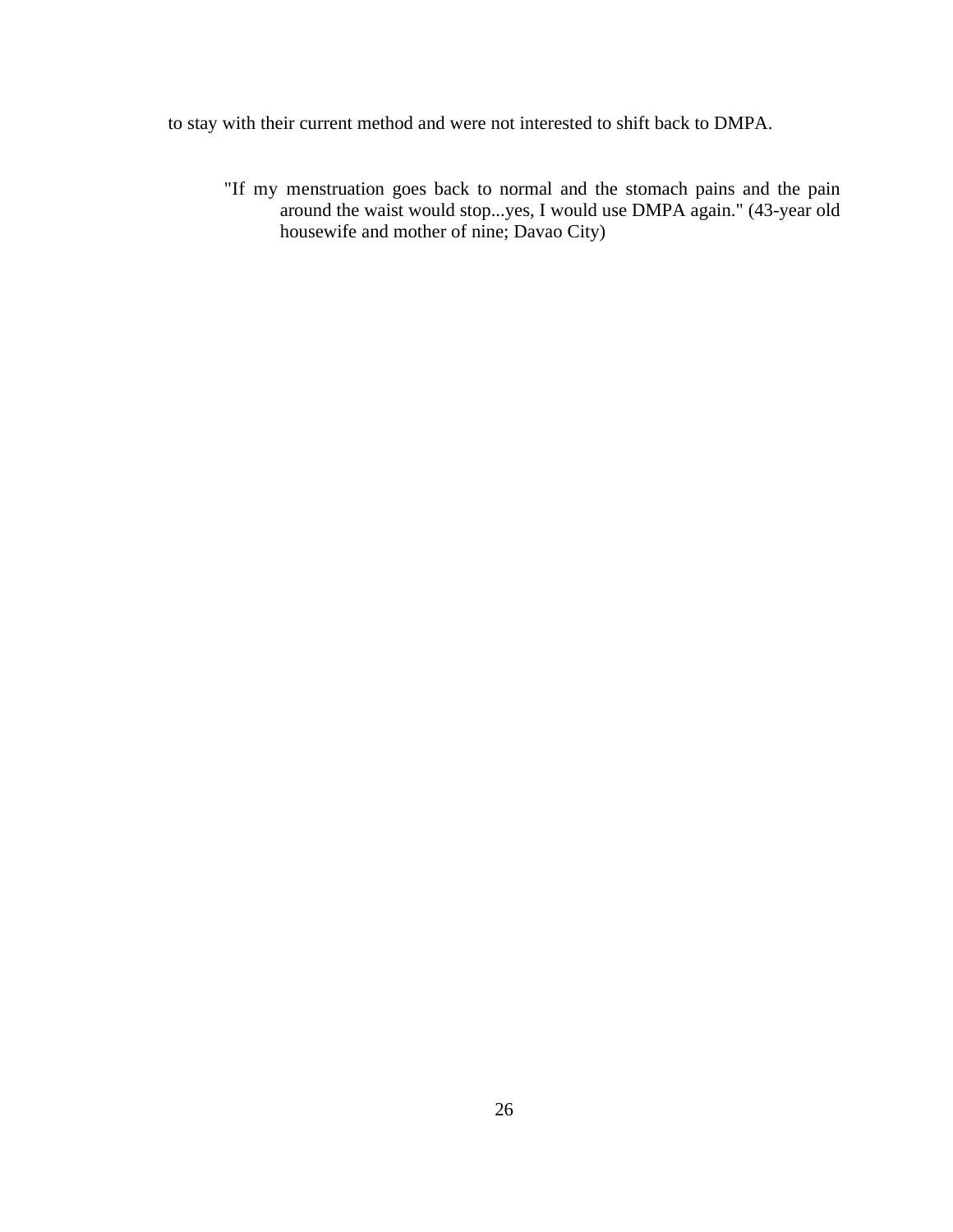to stay with their current method and were not interested to shift back to DMPA.

> "If my menstruation goes back to normal and the stomach pains and the pain around the waist would stop...yes, I would use DMPA again." (43-year old housewife and mother of nine; Davao City)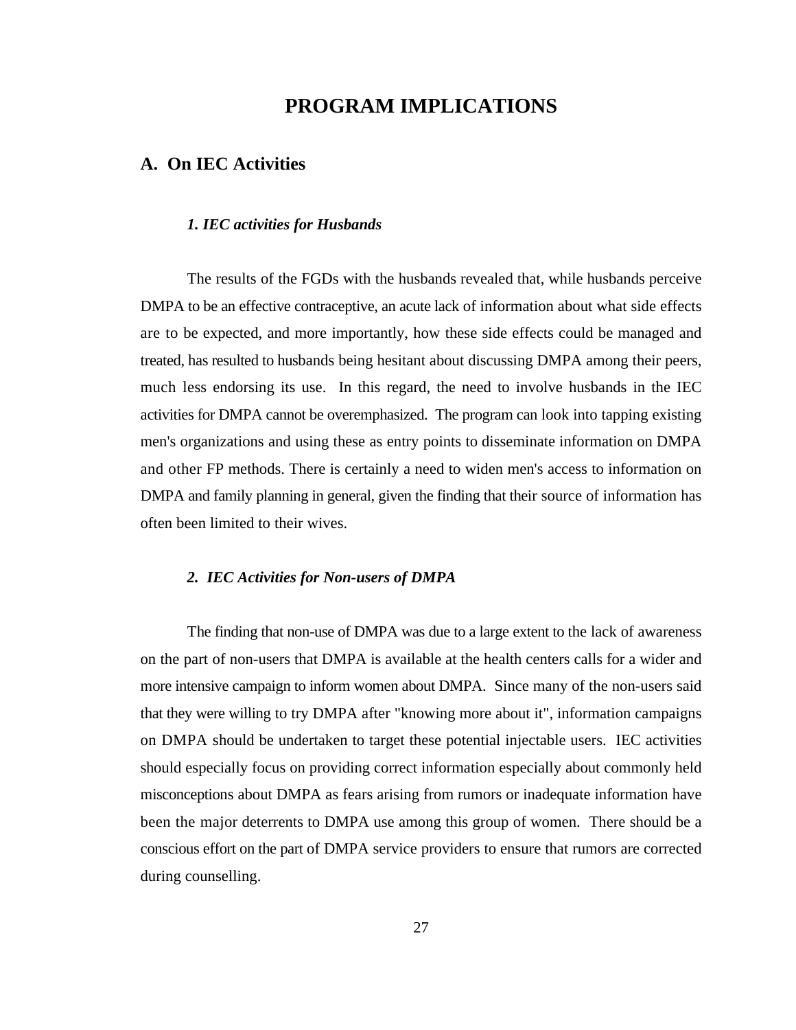# PROGRAM IMPLICATIONS

## A. On IEC Activities

### *1. IEC activities for Husbands*

The results of the FGDs with the husbands revealed that, while husbands perceive DMPA to be an effective contraceptive, an acute lack of information about what side effects are to be expected, and more importantly, how these side effects could be managed and treated, has resulted to husbands being hesitant about discussing DMPA among their peers, much less endorsing its use. In this regard, the need to involve husbands in the IEC activities for DMPA cannot be overemphasized. The program can look into tapping existing men's organizations and using these as entry points to disseminate information on DMPA and other FP methods. There is certainly a need to widen men's access to information on DMPA and family planning in general, given the finding that their source of information has often been limited to their wives.

### *2. IEC Activities for Non-users of DMPA*

The finding that non-use of DMPA was due to a large extent to the lack of awareness on the part of non-users that DMPA is available at the health centers calls for a wider and more intensive campaign to inform women about DMPA. Since many of the non-users said that they were willing to try DMPA after "knowing more about it", information campaigns on DMPA should be undertaken to target these potential injectable users. IEC activities should especially focus on providing correct information especially about commonly held misconceptions about DMPA as fears arising from rumors or inadequate information have been the major deterrents to DMPA use among this group of women. There should be a conscious effort on the part of DMPA service providers to ensure that rumors are corrected during counselling.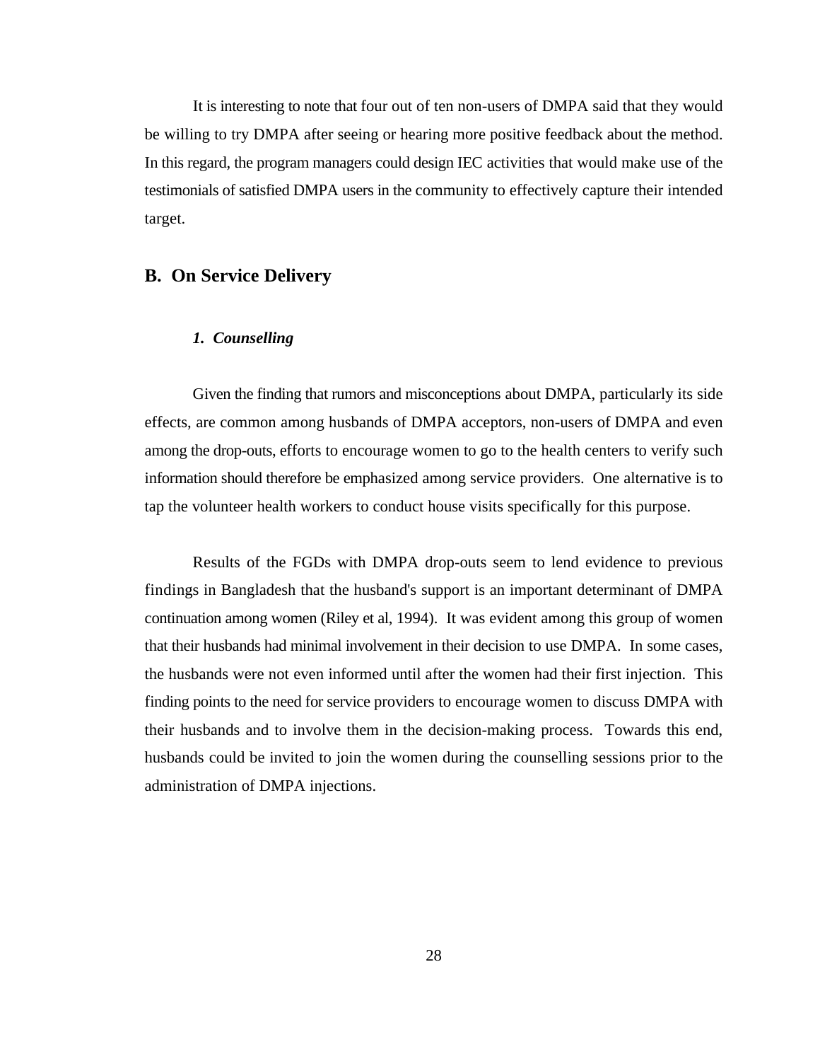It is interesting to note that four out of ten non-users of DMPA said that they would be willing to try DMPA after seeing or hearing more positive feedback about the method. In this regard, the program managers could design IEC activities that would make use of the testimonials of satisfied DMPA users in the community to effectively capture their intended target.

## B. On Service Delivery

### *1. Counselling*

Given the finding that rumors and misconceptions about DMPA, particularly its side effects, are common among husbands of DMPA acceptors, non-users of DMPA and even among the drop-outs, efforts to encourage women to go to the health centers to verify such information should therefore be emphasized among service providers. One alternative is to tap the volunteer health workers to conduct house visits specifically for this purpose.

Results of the FGDs with DMPA drop-outs seem to lend evidence to previous findings in Bangladesh that the husband's support is an important determinant of DMPA continuation among women (Riley et al, 1994). It was evident among this group of women that their husbands had minimal involvement in their decision to use DMPA. In some cases, the husbands were not even informed until after the women had their first injection. This finding points to the need for service providers to encourage women to discuss DMPA with their husbands and to involve them in the decision-making process. Towards this end, husbands could be invited to join the women during the counselling sessions prior to the administration of DMPA injections.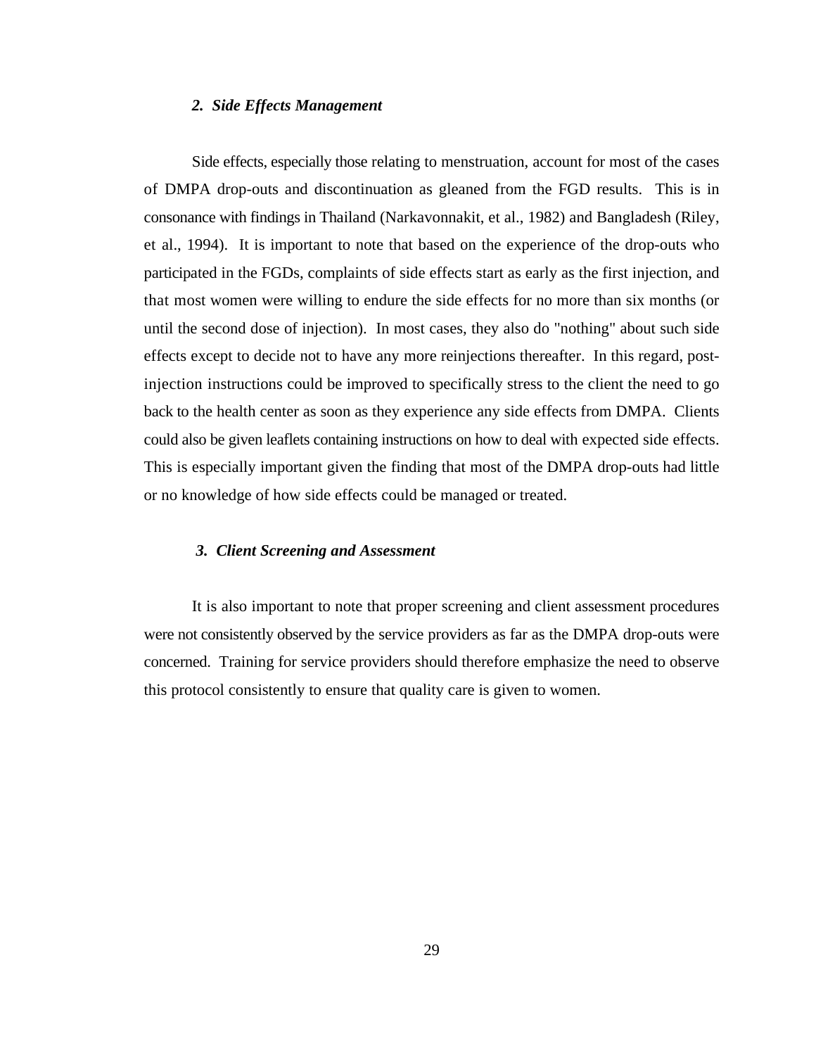### *2. Side Effects Management*

Side effects, especially those relating to menstruation, account for most of the cases of DMPA drop-outs and discontinuation as gleaned from the FGD results. This is in consonance with findings in Thailand (Narkavonnakit, et al., 1982) and Bangladesh (Riley, et al., 1994). It is important to note that based on the experience of the drop-outs who participated in the FGDs, complaints of side effects start as early as the first injection, and that most women were willing to endure the side effects for no more than six months (or until the second dose of injection). In most cases, they also do "nothing" about such side effects except to decide not to have any more reinjections thereafter. In this regard, post-injection instructions could be improved to specifically stress to the client the need to go back to the health center as soon as they experience any side effects from DMPA. Clients could also be given leaflets containing instructions on how to deal with expected side effects. This is especially important given the finding that most of the DMPA drop-outs had little or no knowledge of how side effects could be managed or treated.

### *3. Client Screening and Assessment*

It is also important to note that proper screening and client assessment procedures were not consistently observed by the service providers as far as the DMPA drop-outs were concerned. Training for service providers should therefore emphasize the need to observe this protocol consistently to ensure that quality care is given to women.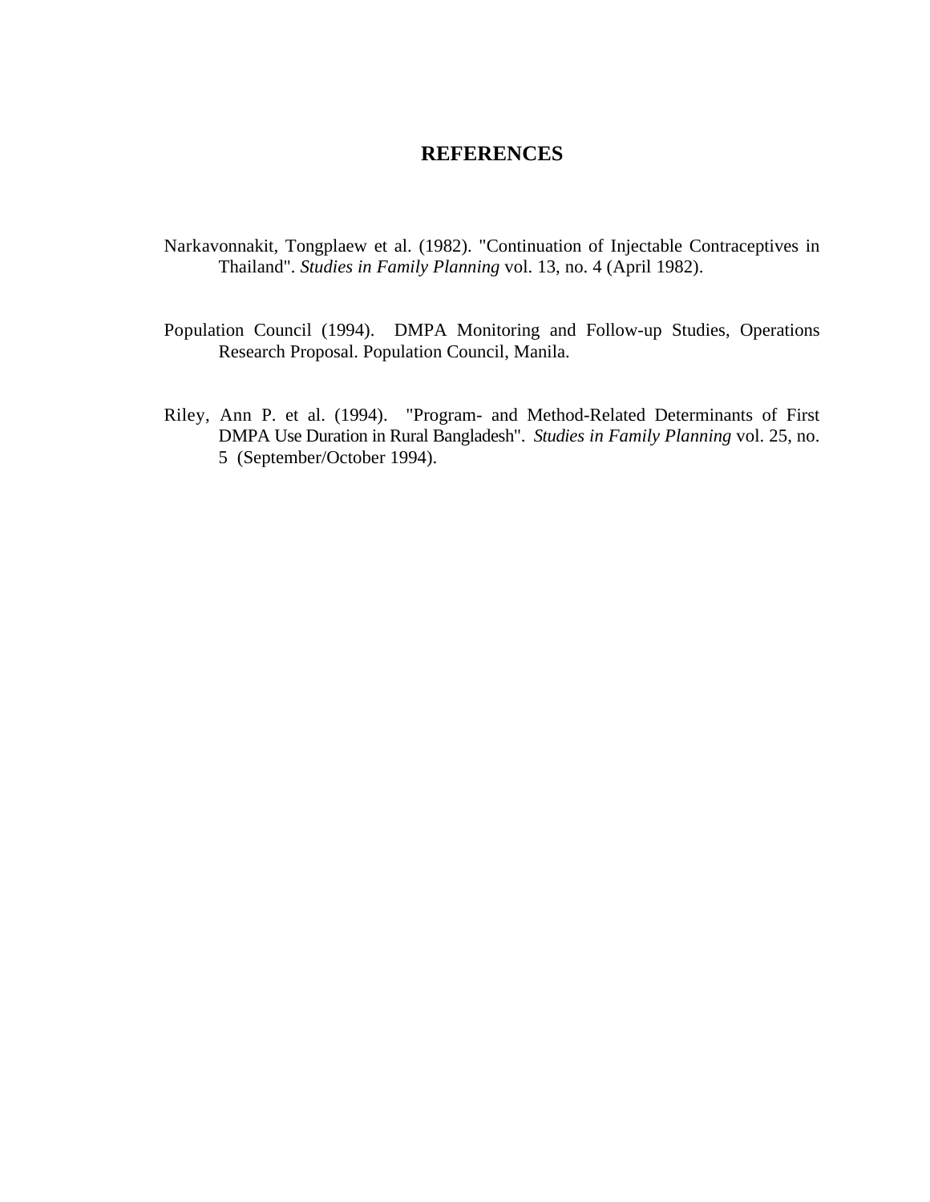# REFERENCES

Narkavonnakit, Tongplaew et al. (1982). "Continuation of Injectable Contraceptives in Thailand". *Studies in Family Planning* vol. 13, no. 4 (April 1982).

Population Council (1994). DMPA Monitoring and Follow-up Studies, Operations Research Proposal. Population Council, Manila.

Riley, Ann P. et al. (1994). "Program- and Method-Related Determinants of First DMPA Use Duration in Rural Bangladesh". *Studies in Family Planning* vol. 25, no. 5 (September/October 1994).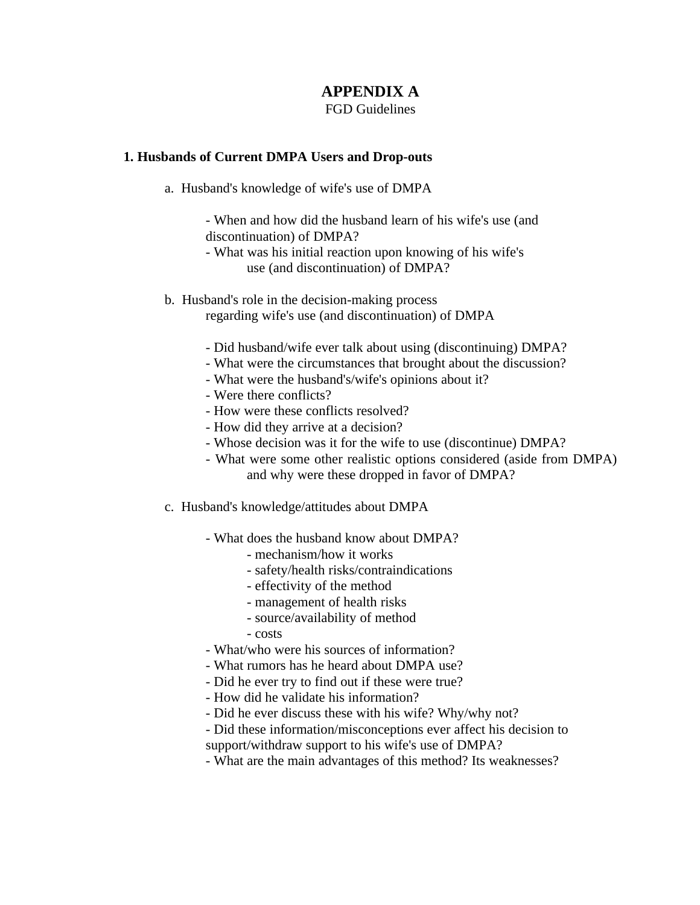# APPENDIX A

FGD Guidelines

**1. Husbands of Current DMPA Users and Drop-outs**

a. Husband's knowledge of wife's use of DMPA

- When and how did the husband learn of his wife's use (and discontinuation) of DMPA?
- What was his initial reaction upon knowing of his wife's use (and discontinuation) of DMPA?

b. Husband's role in the decision-making process regarding wife's use (and discontinuation) of DMPA

- Did husband/wife ever talk about using (discontinuing) DMPA?
- What were the circumstances that brought about the discussion?
- What were the husband's/wife's opinions about it?
- Were there conflicts?
- How were these conflicts resolved?
- How did they arrive at a decision?
- Whose decision was it for the wife to use (discontinue) DMPA?
- What were some other realistic options considered (aside from DMPA) and why were these dropped in favor of DMPA?

c. Husband's knowledge/attitudes about DMPA

- What does the husband know about DMPA?
    - mechanism/how it works
    - safety/health risks/contraindications
    - effectivity of the method
    - management of health risks
    - source/availability of method
    - costs
- What/who were his sources of information?
- What rumors has he heard about DMPA use?
- Did he ever try to find out if these were true?
- How did he validate his information?
- Did he ever discuss these with his wife? Why/why not?
- Did these information/misconceptions ever affect his decision to support/withdraw support to his wife's use of DMPA?
- What are the main advantages of this method? Its weaknesses?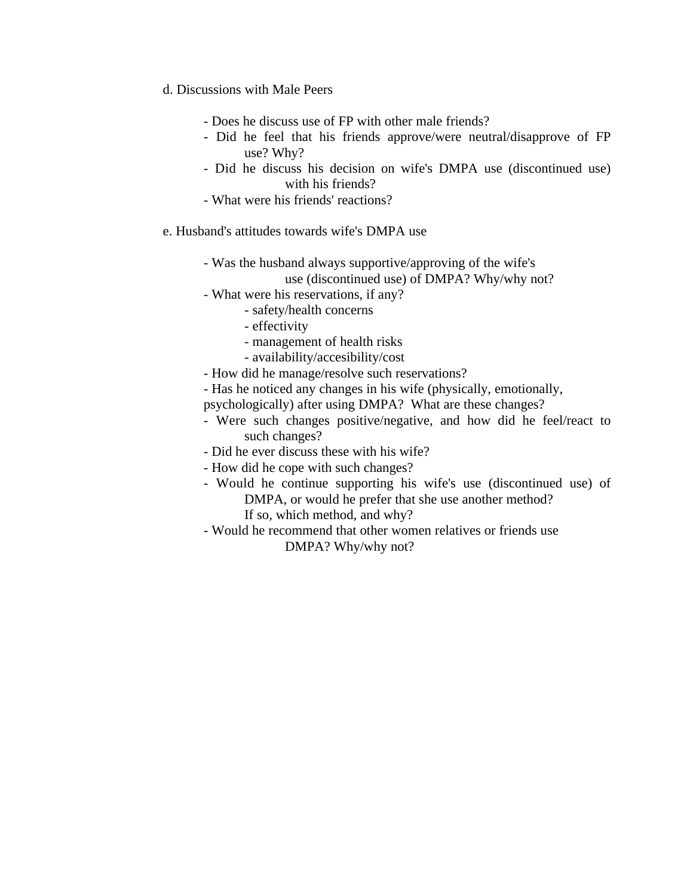d. Discussions with Male Peers

- Does he discuss use of FP with other male friends?
- Did he feel that his friends approve/were neutral/disapprove of FP use? Why?
- Did he discuss his decision on wife's DMPA use (discontinued use) with his friends?
- What were his friends' reactions?

e. Husband's attitudes towards wife's DMPA use

- Was the husband always supportive/approving of the wife's use (discontinued use) of DMPA? Why/why not?
- What were his reservations, if any?
  - safety/health concerns
  - effectivity
  - management of health risks
  - availability/accesibility/cost
- How did he manage/resolve such reservations?
- Has he noticed any changes in his wife (physically, emotionally, psychologically) after using DMPA? What are these changes?
- Were such changes positive/negative, and how did he feel/react to such changes?
- Did he ever discuss these with his wife?
- How did he cope with such changes?
- Would he continue supporting his wife's use (discontinued use) of DMPA, or would he prefer that she use another method? If so, which method, and why?
- Would he recommend that other women relatives or friends use DMPA? Why/why not?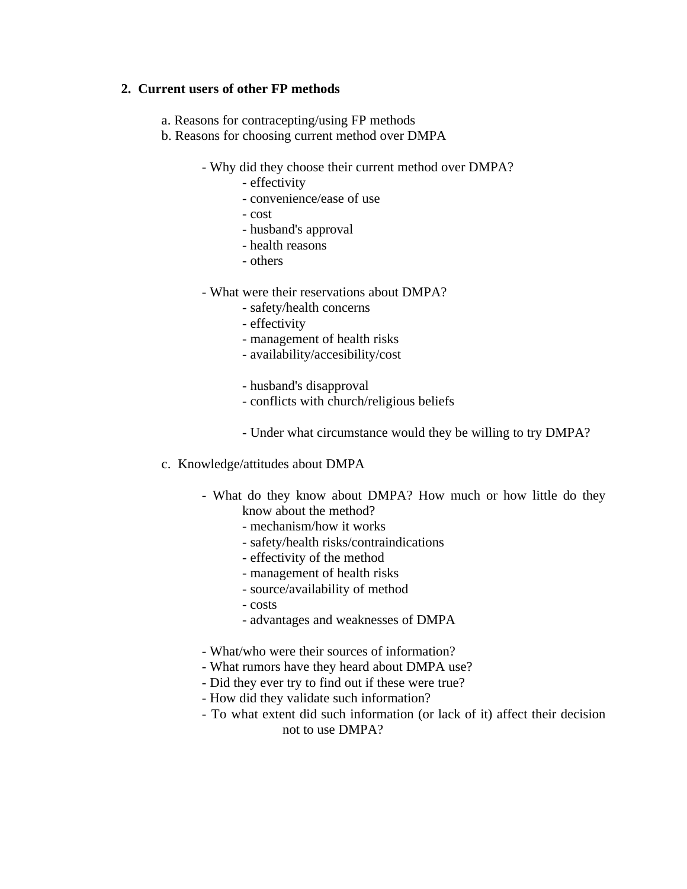**2. Current users of other FP methods**

a. Reasons for contracepting/using FP methods

b. Reasons for choosing current method over DMPA

- Why did they choose their current method over DMPA?
    - effectivity
    - convenience/ease of use
    - cost
    - husband's approval
    - health reasons
    - others

- What were their reservations about DMPA?
    - safety/health concerns
    - effectivity
    - management of health risks
    - availability/accesibility/cost

    - husband's disapproval
    - conflicts with church/religious beliefs

    - Under what circumstance would they be willing to try DMPA?

c. Knowledge/attitudes about DMPA

- What do they know about DMPA? How much or how little do they know about the method?
    - mechanism/how it works
    - safety/health risks/contraindications
    - effectivity of the method
    - management of health risks
    - source/availability of method
    - costs
    - advantages and weaknesses of DMPA

- What/who were their sources of information?
- What rumors have they heard about DMPA use?
- Did they ever try to find out if these were true?
- How did they validate such information?
- To what extent did such information (or lack of it) affect their decision not to use DMPA?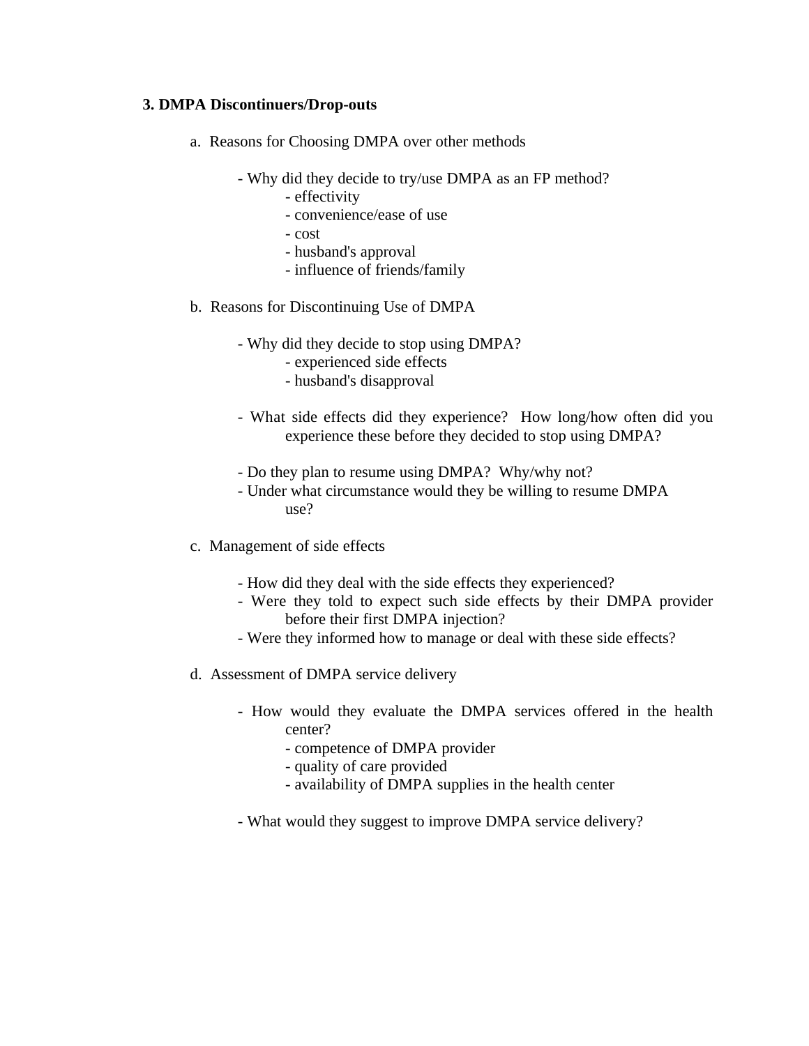**3. DMPA Discontinuers/Drop-outs**

a. Reasons for Choosing DMPA over other methods

- Why did they decide to try/use DMPA as an FP method?
    - effectivity
    - convenience/ease of use
    - cost
    - husband's approval
    - influence of friends/family

b. Reasons for Discontinuing Use of DMPA

- Why did they decide to stop using DMPA?
    - experienced side effects
    - husband's disapproval

- What side effects did they experience? How long/how often did you experience these before they decided to stop using DMPA?

- Do they plan to resume using DMPA? Why/why not?
- Under what circumstance would they be willing to resume DMPA use?

c. Management of side effects

- How did they deal with the side effects they experienced?
- Were they told to expect such side effects by their DMPA provider before their first DMPA injection?
- Were they informed how to manage or deal with these side effects?

d. Assessment of DMPA service delivery

- How would they evaluate the DMPA services offered in the health center?
    - competence of DMPA provider
    - quality of care provided
    - availability of DMPA supplies in the health center

- What would they suggest to improve DMPA service delivery?